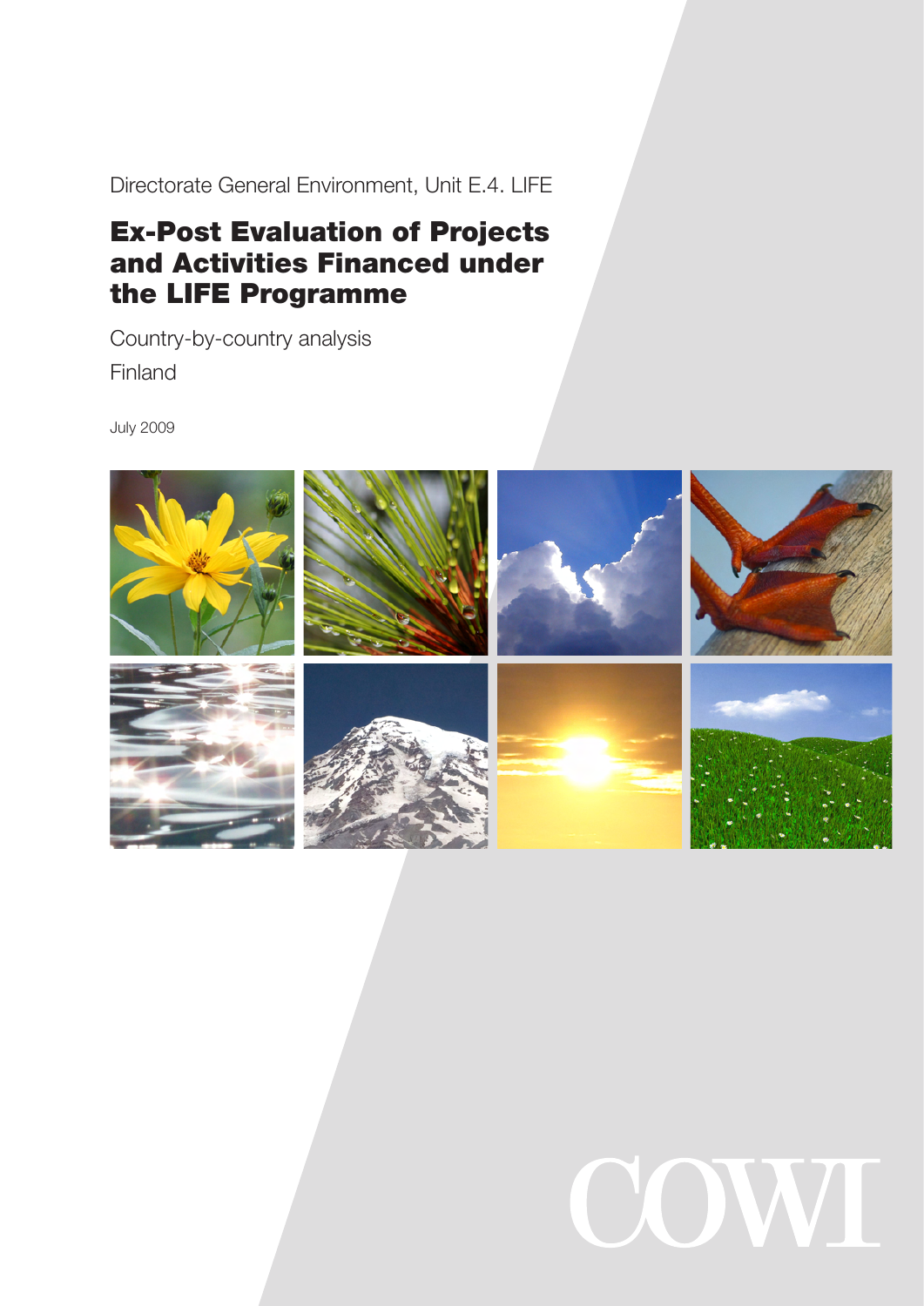Directorate General Environment, Unit E.4. LIFE

# Ex-Post Evaluation of Projects and Activities Financed under the LIFE Programme

Country-by-country analysis

Finland

July 2009

COWI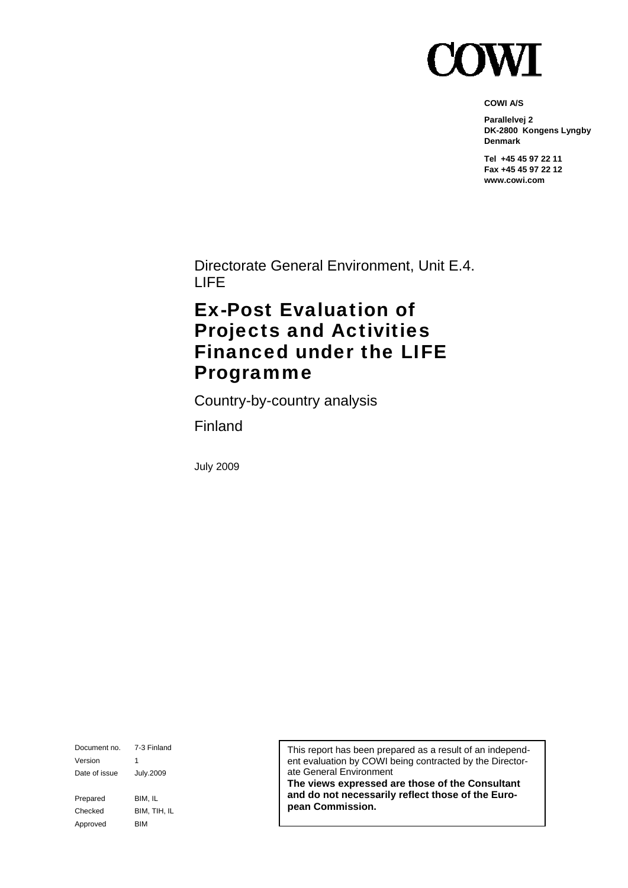COWI

**COWI A/S**

**Parallelvej 2**
**DK-2800 Kongens Lyngby**
**Denmark**

**Tel +45 45 97 22 11**
**Fax +45 45 97 22 12**
**www.cowi.com**

Directorate General Environment, Unit E.4.
LIFE

# Ex-Post Evaluation of Projects and Activities Financed under the LIFE Programme

Country-by-country analysis

Finland

July 2009

| Document no. | 7-3 Finland |
| --- | --- |
| Version | 1 |
| Date of issue | July.2009 |
| Prepared | BIM, IL |
| Checked | BIM, TIH, IL |
| Approved | BIM |

This report has been prepared as a result of an independent evaluation by COWI being contracted by the Directorate General Environment
**The views expressed are those of the Consultant and do not necessarily reflect those of the European Commission.**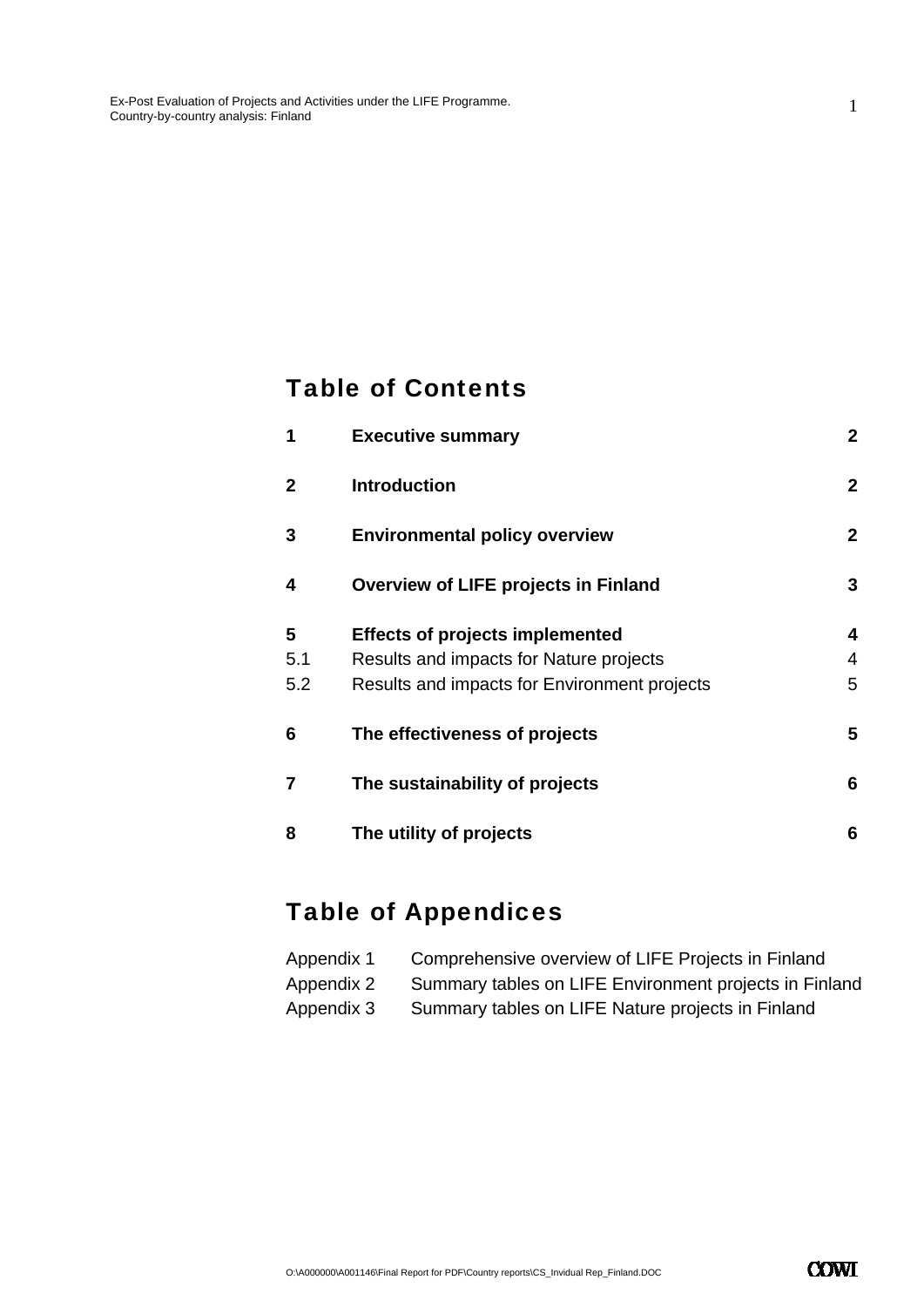## Table of Contents

| | | |
|---|---|---|
| **1** | **Executive summary** | **2** |
| **2** | **Introduction** | **2** |
| **3** | **Environmental policy overview** | **2** |
| **4** | **Overview of LIFE projects in Finland** | **3** |
| **5** | **Effects of projects implemented** | **4** |
| 5.1 | Results and impacts for Nature projects | 4 |
| 5.2 | Results and impacts for Environment projects | 5 |
| **6** | **The effectiveness of projects** | **5** |
| **7** | **The sustainability of projects** | **6** |
| **8** | **The utility of projects** | **6** |

## Table of Appendices

| | |
|---|---|
| Appendix 1 | Comprehensive overview of LIFE Projects in Finland |
| Appendix 2 | Summary tables on LIFE Environment projects in Finland |
| Appendix 3 | Summary tables on LIFE Nature projects in Finland |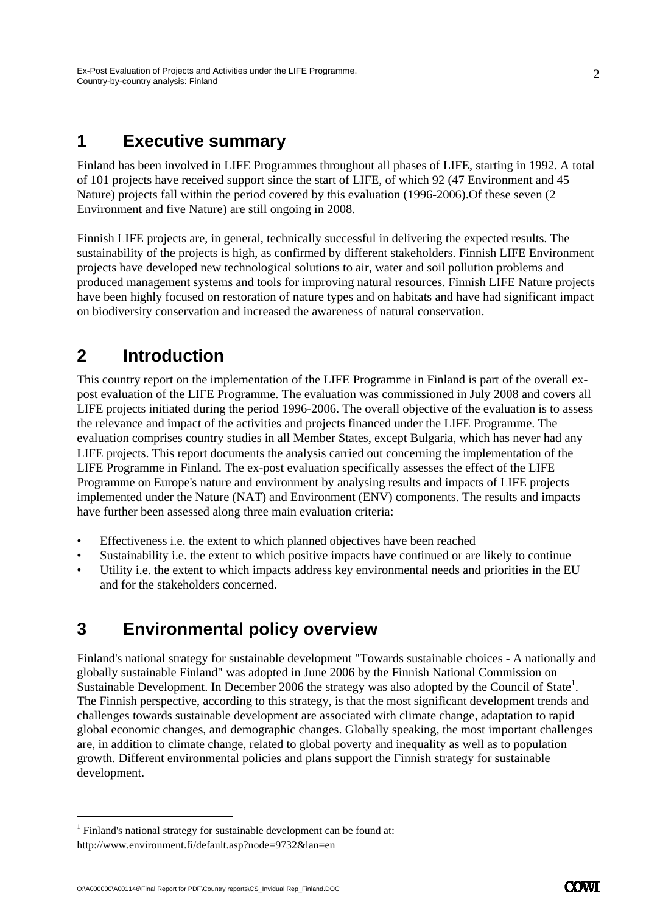# 1 Executive summary

Finland has been involved in LIFE Programmes throughout all phases of LIFE, starting in 1992. A total of 101 projects have received support since the start of LIFE, of which 92 (47 Environment and 45 Nature) projects fall within the period covered by this evaluation (1996-2006).Of these seven (2 Environment and five Nature) are still ongoing in 2008.

Finnish LIFE projects are, in general, technically successful in delivering the expected results. The sustainability of the projects is high, as confirmed by different stakeholders. Finnish LIFE Environment projects have developed new technological solutions to air, water and soil pollution problems and produced management systems and tools for improving natural resources. Finnish LIFE Nature projects have been highly focused on restoration of nature types and on habitats and have had significant impact on biodiversity conservation and increased the awareness of natural conservation.

# 2 Introduction

This country report on the implementation of the LIFE Programme in Finland is part of the overall ex-post evaluation of the LIFE Programme. The evaluation was commissioned in July 2008 and covers all LIFE projects initiated during the period 1996-2006. The overall objective of the evaluation is to assess the relevance and impact of the activities and projects financed under the LIFE Programme. The evaluation comprises country studies in all Member States, except Bulgaria, which has never had any LIFE projects. This report documents the analysis carried out concerning the implementation of the LIFE Programme in Finland. The ex-post evaluation specifically assesses the effect of the LIFE Programme on Europe's nature and environment by analysing results and impacts of LIFE projects implemented under the Nature (NAT) and Environment (ENV) components. The results and impacts have further been assessed along three main evaluation criteria:

- Effectiveness i.e. the extent to which planned objectives have been reached
- Sustainability i.e. the extent to which positive impacts have continued or are likely to continue
- Utility i.e. the extent to which impacts address key environmental needs and priorities in the EU and for the stakeholders concerned.

# 3 Environmental policy overview

Finland's national strategy for sustainable development "Towards sustainable choices - A nationally and globally sustainable Finland" was adopted in June 2006 by the Finnish National Commission on Sustainable Development. In December 2006 the strategy was also adopted by the Council of State[1]. The Finnish perspective, according to this strategy, is that the most significant development trends and challenges towards sustainable development are associated with climate change, adaptation to rapid global economic changes, and demographic changes. Globally speaking, the most important challenges are, in addition to climate change, related to global poverty and inequality as well as to population growth. Different environmental policies and plans support the Finnish strategy for sustainable development.

[1] Finland's national strategy for sustainable development can be found at: http://www.environment.fi/default.asp?node=9732&lan=en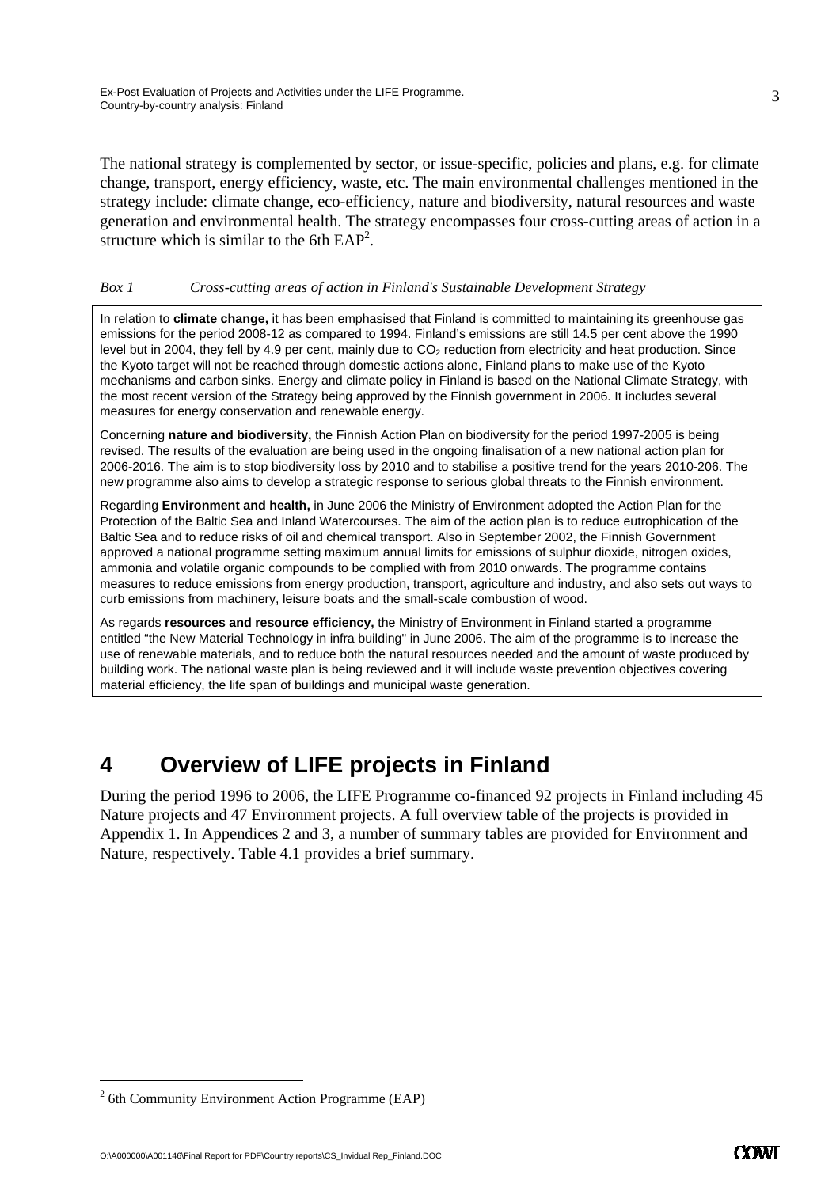The national strategy is complemented by sector, or issue-specific, policies and plans, e.g. for climate change, transport, energy efficiency, waste, etc. The main environmental challenges mentioned in the strategy include: climate change, eco-efficiency, nature and biodiversity, natural resources and waste generation and environmental health. The strategy encompasses four cross-cutting areas of action in a structure which is similar to the 6th EAP[2].

*Box 1 Cross-cutting areas of action in Finland's Sustainable Development Strategy*

In relation to **climate change,** it has been emphasised that Finland is committed to maintaining its greenhouse gas emissions for the period 2008-12 as compared to 1994. Finland's emissions are still 14.5 per cent above the 1990 level but in 2004, they fell by 4.9 per cent, mainly due to $CO_2$ reduction from electricity and heat production. Since the Kyoto target will not be reached through domestic actions alone, Finland plans to make use of the Kyoto mechanisms and carbon sinks. Energy and climate policy in Finland is based on the National Climate Strategy, with the most recent version of the Strategy being approved by the Finnish government in 2006. It includes several measures for energy conservation and renewable energy.

Concerning **nature and biodiversity,** the Finnish Action Plan on biodiversity for the period 1997-2005 is being revised. The results of the evaluation are being used in the ongoing finalisation of a new national action plan for 2006-2016. The aim is to stop biodiversity loss by 2010 and to stabilise a positive trend for the years 2010-206. The new programme also aims to develop a strategic response to serious global threats to the Finnish environment.

Regarding **Environment and health,** in June 2006 the Ministry of Environment adopted the Action Plan for the Protection of the Baltic Sea and Inland Watercourses. The aim of the action plan is to reduce eutrophication of the Baltic Sea and to reduce risks of oil and chemical transport. Also in September 2002, the Finnish Government approved a national programme setting maximum annual limits for emissions of sulphur dioxide, nitrogen oxides, ammonia and volatile organic compounds to be complied with from 2010 onwards. The programme contains measures to reduce emissions from energy production, transport, agriculture and industry, and also sets out ways to curb emissions from machinery, leisure boats and the small-scale combustion of wood.

As regards **resources and resource efficiency,** the Ministry of Environment in Finland started a programme entitled "the New Material Technology in infra building" in June 2006. The aim of the programme is to increase the use of renewable materials, and to reduce both the natural resources needed and the amount of waste produced by building work. The national waste plan is being reviewed and it will include waste prevention objectives covering material efficiency, the life span of buildings and municipal waste generation.

# 4 Overview of LIFE projects in Finland

During the period 1996 to 2006, the LIFE Programme co-financed 92 projects in Finland including 45 Nature projects and 47 Environment projects. A full overview table of the projects is provided in Appendix 1. In Appendices 2 and 3, a number of summary tables are provided for Environment and Nature, respectively. Table 4.1 provides a brief summary.

[2] 6th Community Environment Action Programme (EAP)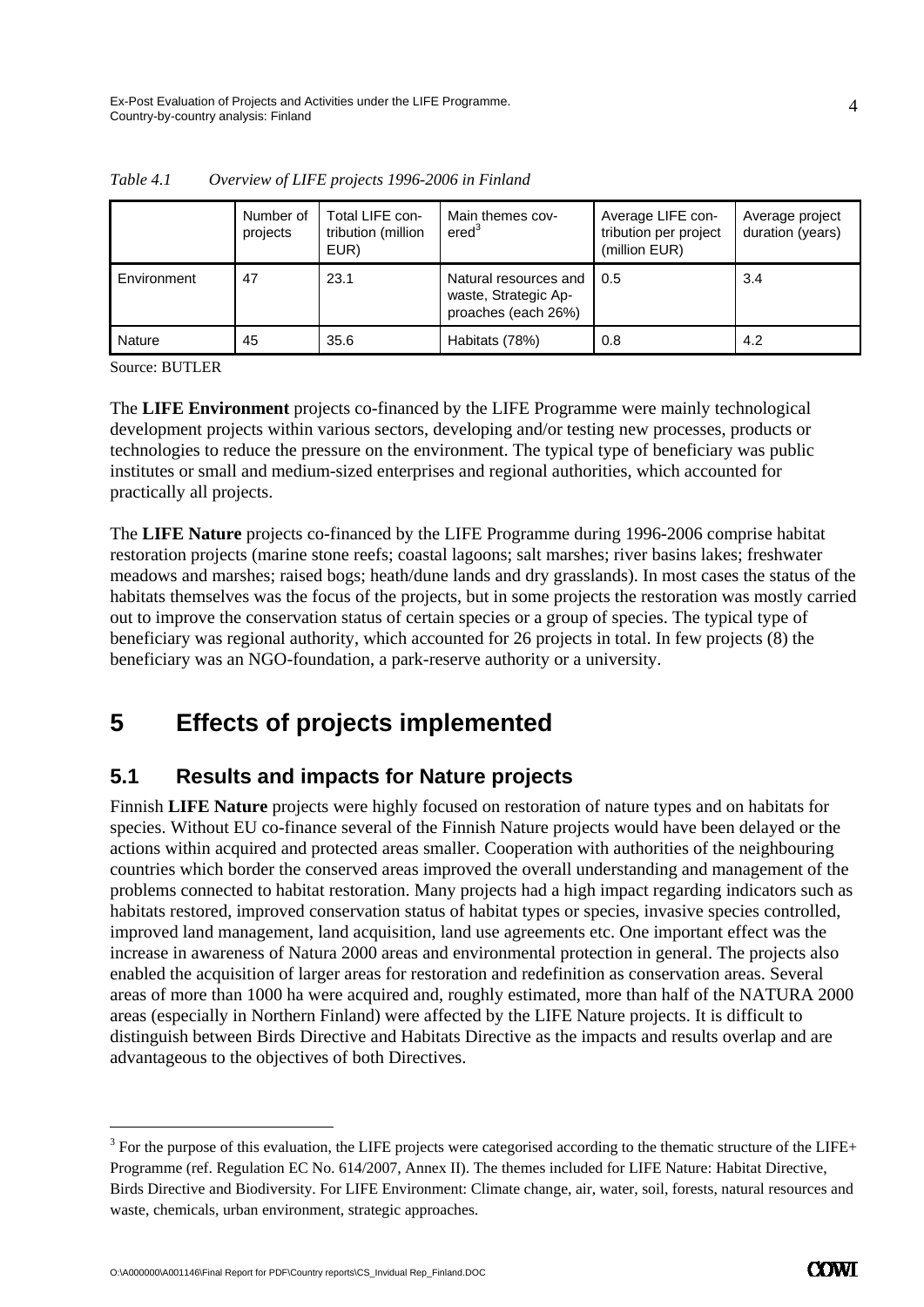*Table 4.1 Overview of LIFE projects 1996-2006 in Finland*

| | Number of projects | Total LIFE contribution (million EUR) | Main themes covered[3] | Average LIFE contribution per project (million EUR) | Average project duration (years) |
|---|---|---|---|---|---|
| Environment | 47 | 23.1 | Natural resources and waste, Strategic Approaches (each 26%) | 0.5 | 3.4 |
| Nature | 45 | 35.6 | Habitats (78%) | 0.8 | 4.2 |

Source: BUTLER

The **LIFE Environment** projects co-financed by the LIFE Programme were mainly technological development projects within various sectors, developing and/or testing new processes, products or technologies to reduce the pressure on the environment. The typical type of beneficiary was public institutes or small and medium-sized enterprises and regional authorities, which accounted for practically all projects.

The **LIFE Nature** projects co-financed by the LIFE Programme during 1996-2006 comprise habitat restoration projects (marine stone reefs; coastal lagoons; salt marshes; river basins lakes; freshwater meadows and marshes; raised bogs; heath/dune lands and dry grasslands). In most cases the status of the habitats themselves was the focus of the projects, but in some projects the restoration was mostly carried out to improve the conservation status of certain species or a group of species. The typical type of beneficiary was regional authority, which accounted for 26 projects in total. In few projects (8) the beneficiary was an NGO-foundation, a park-reserve authority or a university.

# 5 Effects of projects implemented

## 5.1 Results and impacts for Nature projects

Finnish **LIFE Nature** projects were highly focused on restoration of nature types and on habitats for species. Without EU co-finance several of the Finnish Nature projects would have been delayed or the actions within acquired and protected areas smaller. Cooperation with authorities of the neighbouring countries which border the conserved areas improved the overall understanding and management of the problems connected to habitat restoration. Many projects had a high impact regarding indicators such as habitats restored, improved conservation status of habitat types or species, invasive species controlled, improved land management, land acquisition, land use agreements etc. One important effect was the increase in awareness of Natura 2000 areas and environmental protection in general. The projects also enabled the acquisition of larger areas for restoration and redefinition as conservation areas. Several areas of more than 1000 ha were acquired and, roughly estimated, more than half of the NATURA 2000 areas (especially in Northern Finland) were affected by the LIFE Nature projects. It is difficult to distinguish between Birds Directive and Habitats Directive as the impacts and results overlap and are advantageous to the objectives of both Directives.

---

[3] For the purpose of this evaluation, the LIFE projects were categorised according to the thematic structure of the LIFE+ Programme (ref. Regulation EC No. 614/2007, Annex II). The themes included for LIFE Nature: Habitat Directive, Birds Directive and Biodiversity. For LIFE Environment: Climate change, air, water, soil, forests, natural resources and waste, chemicals, urban environment, strategic approaches.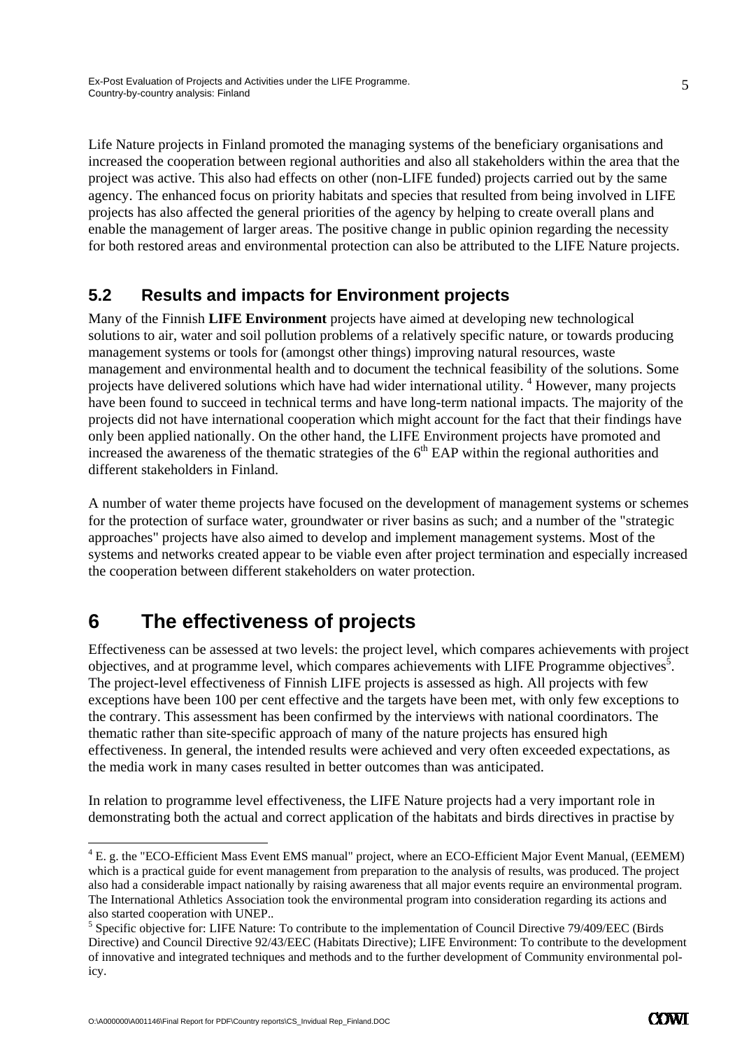Life Nature projects in Finland promoted the managing systems of the beneficiary organisations and increased the cooperation between regional authorities and also all stakeholders within the area that the project was active. This also had effects on other (non-LIFE funded) projects carried out by the same agency. The enhanced focus on priority habitats and species that resulted from being involved in LIFE projects has also affected the general priorities of the agency by helping to create overall plans and enable the management of larger areas. The positive change in public opinion regarding the necessity for both restored areas and environmental protection can also be attributed to the LIFE Nature projects.

## 5.2 Results and impacts for Environment projects

Many of the Finnish **LIFE Environment** projects have aimed at developing new technological solutions to air, water and soil pollution problems of a relatively specific nature, or towards producing management systems or tools for (amongst other things) improving natural resources, waste management and environmental health and to document the technical feasibility of the solutions. Some projects have delivered solutions which have had wider international utility. [4] However, many projects have been found to succeed in technical terms and have long-term national impacts. The majority of the projects did not have international cooperation which might account for the fact that their findings have only been applied nationally. On the other hand, the LIFE Environment projects have promoted and increased the awareness of the thematic strategies of the $6^{th}$ EAP within the regional authorities and different stakeholders in Finland.

A number of water theme projects have focused on the development of management systems or schemes for the protection of surface water, groundwater or river basins as such; and a number of the "strategic approaches" projects have also aimed to develop and implement management systems. Most of the systems and networks created appear to be viable even after project termination and especially increased the cooperation between different stakeholders on water protection.

# 6 The effectiveness of projects

Effectiveness can be assessed at two levels: the project level, which compares achievements with project objectives, and at programme level, which compares achievements with LIFE Programme objectives[5]. The project-level effectiveness of Finnish LIFE projects is assessed as high. All projects with few exceptions have been 100 per cent effective and the targets have been met, with only few exceptions to the contrary. This assessment has been confirmed by the interviews with national coordinators. The thematic rather than site-specific approach of many of the nature projects has ensured high effectiveness. In general, the intended results were achieved and very often exceeded expectations, as the media work in many cases resulted in better outcomes than was anticipated.

In relation to programme level effectiveness, the LIFE Nature projects had a very important role in demonstrating both the actual and correct application of the habitats and birds directives in practise by

---

[4] E. g. the "ECO-Efficient Mass Event EMS manual" project, where an ECO-Efficient Major Event Manual, (EEMEM) which is a practical guide for event management from preparation to the analysis of results, was produced. The project also had a considerable impact nationally by raising awareness that all major events require an environmental program. The International Athletics Association took the environmental program into consideration regarding its actions and also started cooperation with UNEP..

[5] Specific objective for: LIFE Nature: To contribute to the implementation of Council Directive 79/409/EEC (Birds Directive) and Council Directive 92/43/EEC (Habitats Directive); LIFE Environment: To contribute to the development of innovative and integrated techniques and methods and to the further development of Community environmental policy.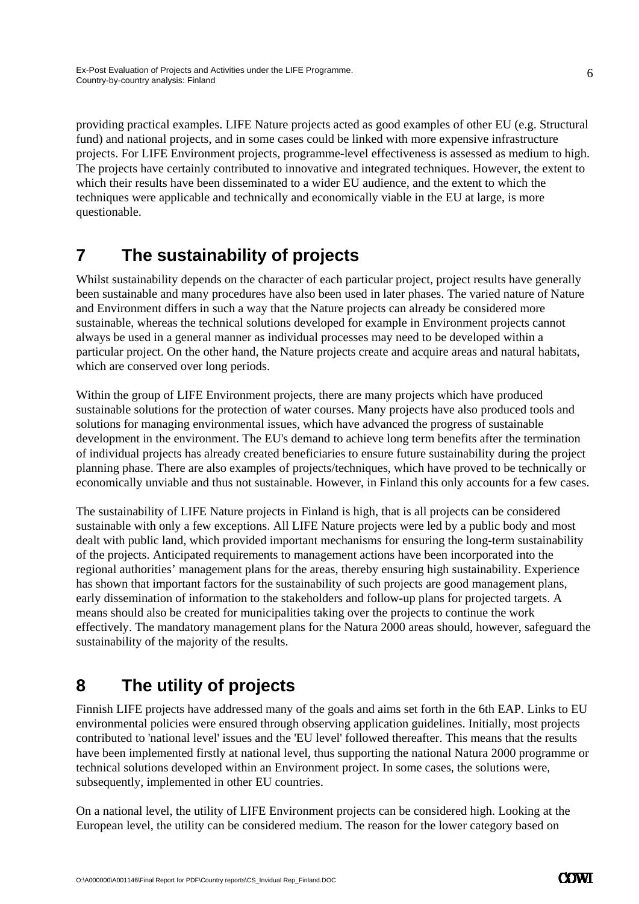providing practical examples. LIFE Nature projects acted as good examples of other EU (e.g. Structural fund) and national projects, and in some cases could be linked with more expensive infrastructure projects. For LIFE Environment projects, programme-level effectiveness is assessed as medium to high. The projects have certainly contributed to innovative and integrated techniques. However, the extent to which their results have been disseminated to a wider EU audience, and the extent to which the techniques were applicable and technically and economically viable in the EU at large, is more questionable.

# 7 The sustainability of projects

Whilst sustainability depends on the character of each particular project, project results have generally been sustainable and many procedures have also been used in later phases. The varied nature of Nature and Environment differs in such a way that the Nature projects can already be considered more sustainable, whereas the technical solutions developed for example in Environment projects cannot always be used in a general manner as individual processes may need to be developed within a particular project. On the other hand, the Nature projects create and acquire areas and natural habitats, which are conserved over long periods.

Within the group of LIFE Environment projects, there are many projects which have produced sustainable solutions for the protection of water courses. Many projects have also produced tools and solutions for managing environmental issues, which have advanced the progress of sustainable development in the environment. The EU's demand to achieve long term benefits after the termination of individual projects has already created beneficiaries to ensure future sustainability during the project planning phase. There are also examples of projects/techniques, which have proved to be technically or economically unviable and thus not sustainable. However, in Finland this only accounts for a few cases.

The sustainability of LIFE Nature projects in Finland is high, that is all projects can be considered sustainable with only a few exceptions. All LIFE Nature projects were led by a public body and most dealt with public land, which provided important mechanisms for ensuring the long-term sustainability of the projects. Anticipated requirements to management actions have been incorporated into the regional authorities' management plans for the areas, thereby ensuring high sustainability. Experience has shown that important factors for the sustainability of such projects are good management plans, early dissemination of information to the stakeholders and follow-up plans for projected targets. A means should also be created for municipalities taking over the projects to continue the work effectively. The mandatory management plans for the Natura 2000 areas should, however, safeguard the sustainability of the majority of the results.

# 8 The utility of projects

Finnish LIFE projects have addressed many of the goals and aims set forth in the 6th EAP. Links to EU environmental policies were ensured through observing application guidelines. Initially, most projects contributed to 'national level' issues and the 'EU level' followed thereafter. This means that the results have been implemented firstly at national level, thus supporting the national Natura 2000 programme or technical solutions developed within an Environment project. In some cases, the solutions were, subsequently, implemented in other EU countries.

On a national level, the utility of LIFE Environment projects can be considered high. Looking at the European level, the utility can be considered medium. The reason for the lower category based on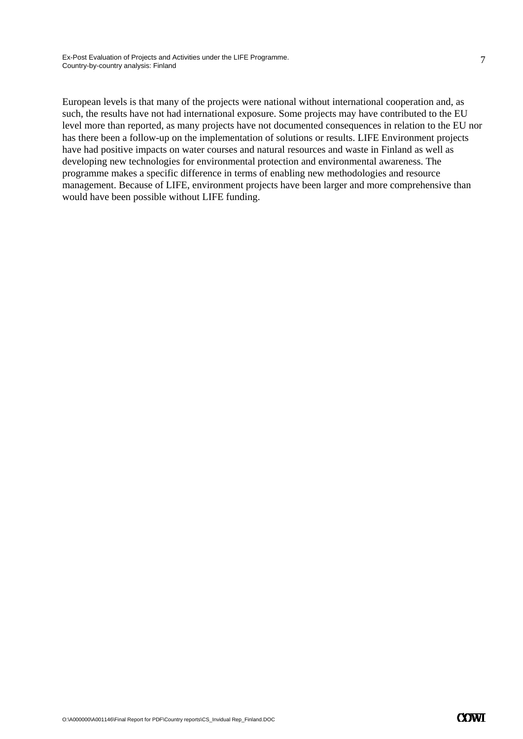European levels is that many of the projects were national without international cooperation and, as such, the results have not had international exposure. Some projects may have contributed to the EU level more than reported, as many projects have not documented consequences in relation to the EU nor has there been a follow-up on the implementation of solutions or results. LIFE Environment projects have had positive impacts on water courses and natural resources and waste in Finland as well as developing new technologies for environmental protection and environmental awareness. The programme makes a specific difference in terms of enabling new methodologies and resource management. Because of LIFE, environment projects have been larger and more comprehensive than would have been possible without LIFE funding.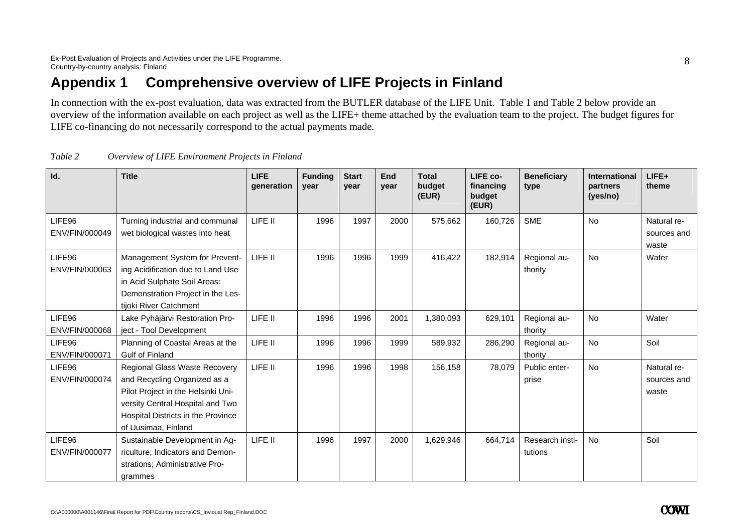# Appendix 1 Comprehensive overview of LIFE Projects in Finland

In connection with the ex-post evaluation, data was extracted from the BUTLER database of the LIFE Unit. Table 1 and Table 2 below provide an overview of the information available on each project as well as the LIFE+ theme attached by the evaluation team to the project. The budget figures for LIFE co-financing do not necessarily correspond to the actual payments made.

*Table 2 Overview of LIFE Environment Projects in Finland*

| Id. | Title | LIFE generation | Funding year | Start year | End year | Total budget (EUR) | LIFE co-financing budget (EUR) | Beneficiary type | International partners (yes/no) | LIFE+ theme |
|---|---|---|---|---|---|---|---|---|---|---|
| LIFE96 ENV/FIN/000049 | Turning industrial and communal wet biological wastes into heat | LIFE II | 1996 | 1997 | 2000 | 575,662 | 160,726 | SME | No | Natural resources and waste |
| LIFE96 ENV/FIN/000063 | Management System for Preventing Acidification due to Land Use in Acid Sulphate Soil Areas: Demonstration Project in the Lestijoki River Catchment | LIFE II | 1996 | 1996 | 1999 | 416,422 | 182,914 | Regional authority | No | Water |
| LIFE96 ENV/FIN/000068 | Lake Pyhäjärvi Restoration Project - Tool Development | LIFE II | 1996 | 1996 | 2001 | 1,380,093 | 629,101 | Regional authority | No | Water |
| LIFE96 ENV/FIN/000071 | Planning of Coastal Areas at the Gulf of Finland | LIFE II | 1996 | 1996 | 1999 | 589,932 | 286,290 | Regional authority | No | Soil |
| LIFE96 ENV/FIN/000074 | Regional Glass Waste Recovery and Recycling Organized as a Pilot Project in the Helsinki University Central Hospital and Two Hospital Districts in the Province of Uusimaa, Finland | LIFE II | 1996 | 1996 | 1998 | 156,158 | 78,079 | Public enterprise | No | Natural resources and waste |
| LIFE96 ENV/FIN/000077 | Sustainable Development in Agriculture; Indicators and Demonstrations; Administrative Programmes | LIFE II | 1996 | 1997 | 2000 | 1,629,946 | 664,714 | Research institutions | No | Soil |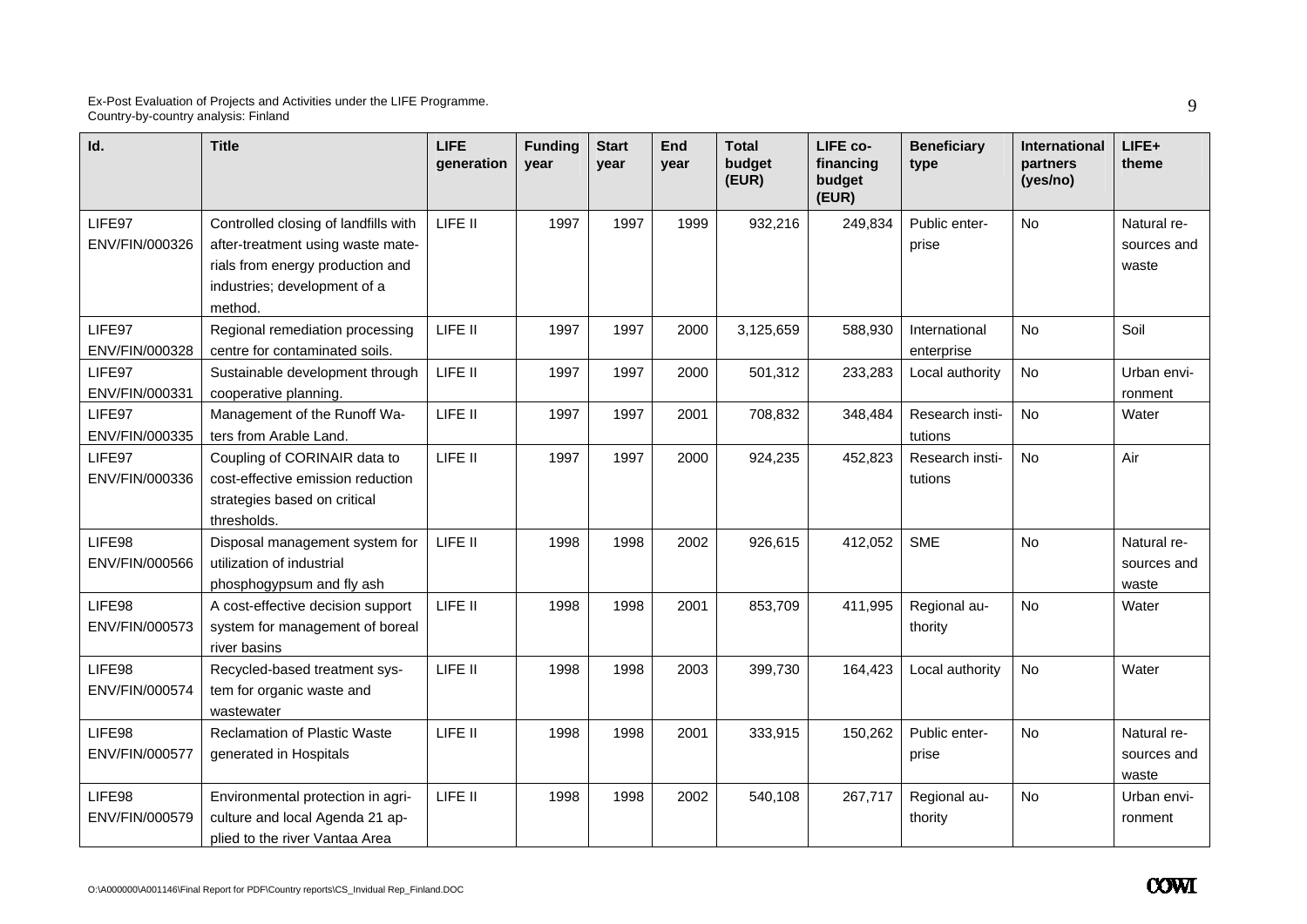| Id. | Title | LIFE generation | Funding year | Start year | End year | Total budget (EUR) | LIFE co-financing budget (EUR) | Beneficiary type | International partners (yes/no) | LIFE+ theme |
|---|---|---|---|---|---|---|---|---|---|---|
| LIFE97 ENV/FIN/000326 | Controlled closing of landfills with after-treatment using waste materials from energy production and industries; development of a method. | LIFE II | 1997 | 1997 | 1999 | 932,216 | 249,834 | Public enterprise | No | Natural resources and waste |
| LIFE97 ENV/FIN/000328 | Regional remediation processing centre for contaminated soils. | LIFE II | 1997 | 1997 | 2000 | 3,125,659 | 588,930 | International enterprise | No | Soil |
| LIFE97 ENV/FIN/000331 | Sustainable development through cooperative planning. | LIFE II | 1997 | 1997 | 2000 | 501,312 | 233,283 | Local authority | No | Urban environment |
| LIFE97 ENV/FIN/000335 | Management of the Runoff Waters from Arable Land. | LIFE II | 1997 | 1997 | 2001 | 708,832 | 348,484 | Research institutions | No | Water |
| LIFE97 ENV/FIN/000336 | Coupling of CORINAIR data to cost-effective emission reduction strategies based on critical thresholds. | LIFE II | 1997 | 1997 | 2000 | 924,235 | 452,823 | Research institutions | No | Air |
| LIFE98 ENV/FIN/000566 | Disposal management system for utilization of industrial phosphogypsum and fly ash | LIFE II | 1998 | 1998 | 2002 | 926,615 | 412,052 | SME | No | Natural resources and waste |
| LIFE98 ENV/FIN/000573 | A cost-effective decision support system for management of boreal river basins | LIFE II | 1998 | 1998 | 2001 | 853,709 | 411,995 | Regional authority | No | Water |
| LIFE98 ENV/FIN/000574 | Recycled-based treatment system for organic waste and wastewater | LIFE II | 1998 | 1998 | 2003 | 399,730 | 164,423 | Local authority | No | Water |
| LIFE98 ENV/FIN/000577 | Reclamation of Plastic Waste generated in Hospitals | LIFE II | 1998 | 1998 | 2001 | 333,915 | 150,262 | Public enterprise | No | Natural resources and waste |
| LIFE98 ENV/FIN/000579 | Environmental protection in agriculture and local Agenda 21 applied to the river Vantaa Area | LIFE II | 1998 | 1998 | 2002 | 540,108 | 267,717 | Regional authority | No | Urban environment |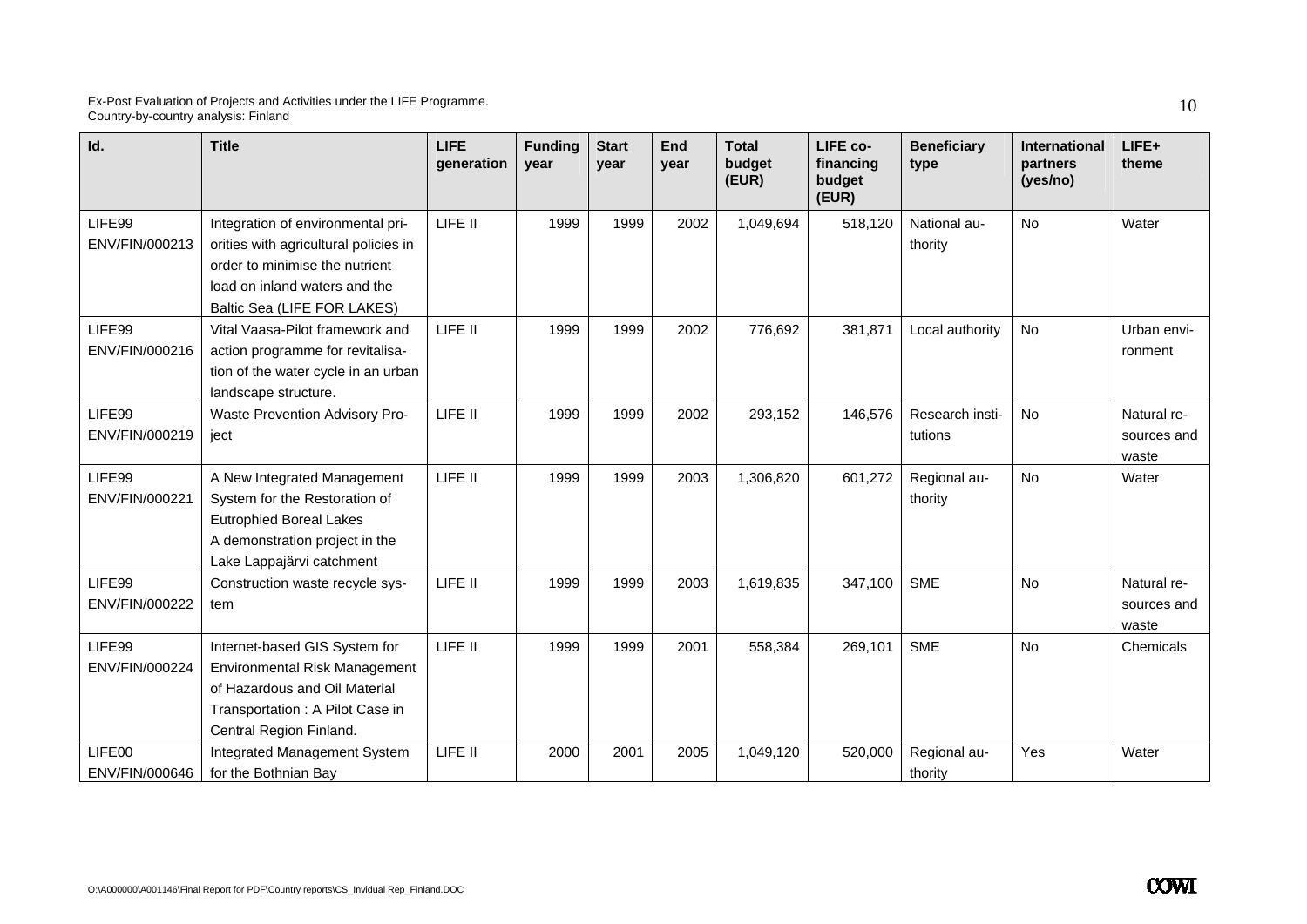| Id. | Title | LIFE generation | Funding year | Start year | End year | Total budget (EUR) | LIFE co-financing budget (EUR) | Beneficiary type | International partners (yes/no) | LIFE+ theme |
|---|---|---|---|---|---|---|---|---|---|---|
| LIFE99 ENV/FIN/000213 | Integration of environmental priorities with agricultural policies in order to minimise the nutrient load on inland waters and the Baltic Sea (LIFE FOR LAKES) | LIFE II | 1999 | 1999 | 2002 | 1,049,694 | 518,120 | National authority | No | Water |
| LIFE99 ENV/FIN/000216 | Vital Vaasa-Pilot framework and action programme for revitalisation of the water cycle in an urban landscape structure. | LIFE II | 1999 | 1999 | 2002 | 776,692 | 381,871 | Local authority | No | Urban environment |
| LIFE99 ENV/FIN/000219 | Waste Prevention Advisory Project | LIFE II | 1999 | 1999 | 2002 | 293,152 | 146,576 | Research institutions | No | Natural resources and waste |
| LIFE99 ENV/FIN/000221 | A New Integrated Management System for the Restoration of Eutrophied Boreal Lakes A demonstration project in the Lake Lappajärvi catchment | LIFE II | 1999 | 1999 | 2003 | 1,306,820 | 601,272 | Regional authority | No | Water |
| LIFE99 ENV/FIN/000222 | Construction waste recycle system | LIFE II | 1999 | 1999 | 2003 | 1,619,835 | 347,100 | SME | No | Natural resources and waste |
| LIFE99 ENV/FIN/000224 | Internet-based GIS System for Environmental Risk Management of Hazardous and Oil Material Transportation : A Pilot Case in Central Region Finland. | LIFE II | 1999 | 1999 | 2001 | 558,384 | 269,101 | SME | No | Chemicals |
| LIFE00 ENV/FIN/000646 | Integrated Management System for the Bothnian Bay | LIFE II | 2000 | 2001 | 2005 | 1,049,120 | 520,000 | Regional authority | Yes | Water |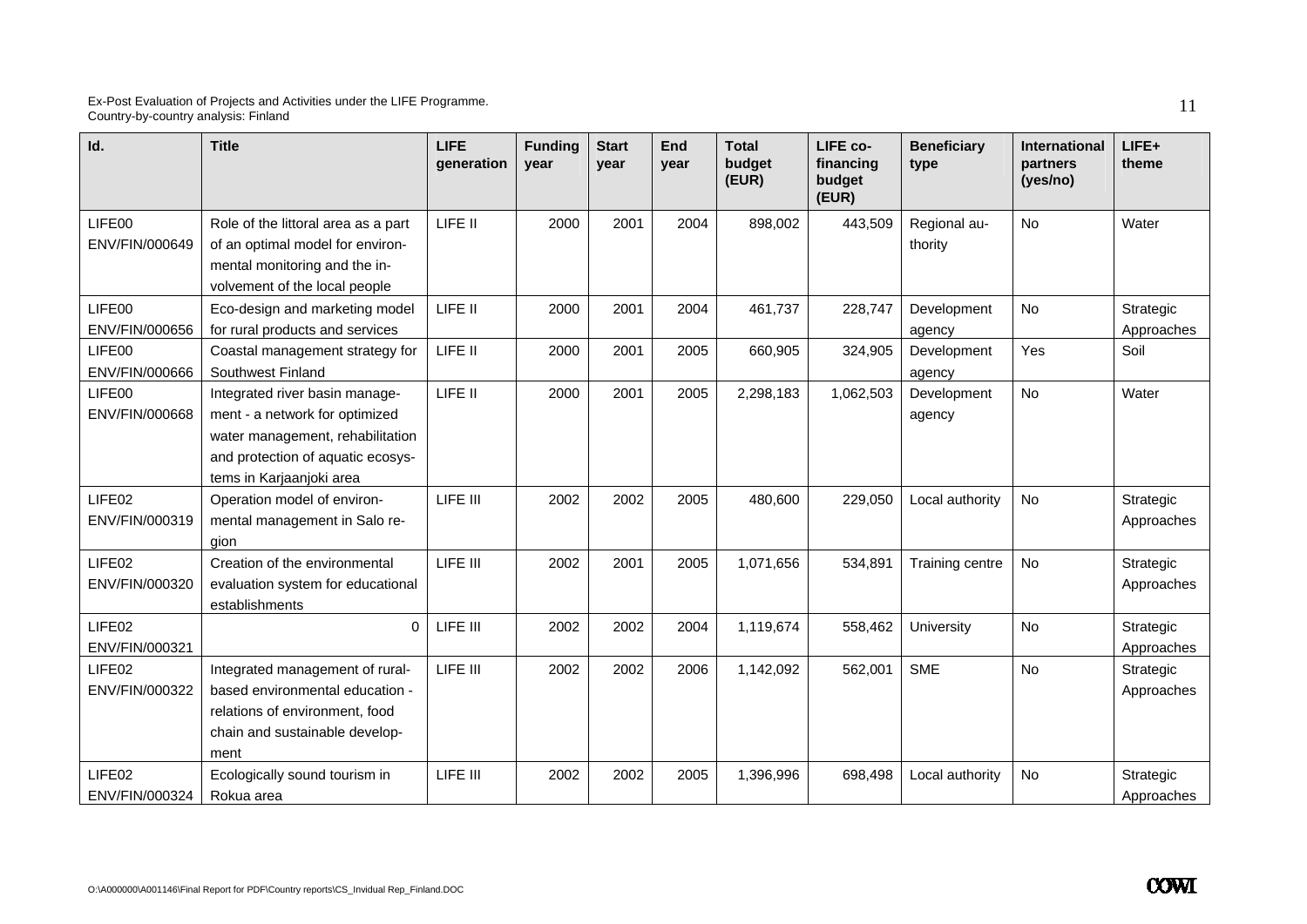| Id. | Title | LIFE generation | Funding year | Start year | End year | Total budget (EUR) | LIFE co-financing budget (EUR) | Beneficiary type | International partners (yes/no) | LIFE+ theme |
|---|---|---|---|---|---|---|---|---|---|---|
| LIFE00 ENV/FIN/000649 | Role of the littoral area as a part of an optimal model for environmental monitoring and the involvement of the local people | LIFE II | 2000 | 2001 | 2004 | 898,002 | 443,509 | Regional authority | No | Water |
| LIFE00 ENV/FIN/000656 | Eco-design and marketing model for rural products and services | LIFE II | 2000 | 2001 | 2004 | 461,737 | 228,747 | Development agency | No | Strategic Approaches |
| LIFE00 ENV/FIN/000666 | Coastal management strategy for Southwest Finland | LIFE II | 2000 | 2001 | 2005 | 660,905 | 324,905 | Development agency | Yes | Soil |
| LIFE00 ENV/FIN/000668 | Integrated river basin management - a network for optimized water management, rehabilitation and protection of aquatic ecosystems in Karjaanjoki area | LIFE II | 2000 | 2001 | 2005 | 2,298,183 | 1,062,503 | Development agency | No | Water |
| LIFE02 ENV/FIN/000319 | Operation model of environmental management in Salo region | LIFE III | 2002 | 2002 | 2005 | 480,600 | 229,050 | Local authority | No | Strategic Approaches |
| LIFE02 ENV/FIN/000320 | Creation of the environmental evaluation system for educational establishments | LIFE III | 2002 | 2001 | 2005 | 1,071,656 | 534,891 | Training centre | No | Strategic Approaches |
| LIFE02 ENV/FIN/000321 | 0 | LIFE III | 2002 | 2002 | 2004 | 1,119,674 | 558,462 | University | No | Strategic Approaches |
| LIFE02 ENV/FIN/000322 | Integrated management of rural-based environmental education - relations of environment, food chain and sustainable development | LIFE III | 2002 | 2002 | 2006 | 1,142,092 | 562,001 | SME | No | Strategic Approaches |
| LIFE02 ENV/FIN/000324 | Ecologically sound tourism in Rokua area | LIFE III | 2002 | 2002 | 2005 | 1,396,996 | 698,498 | Local authority | No | Strategic Approaches |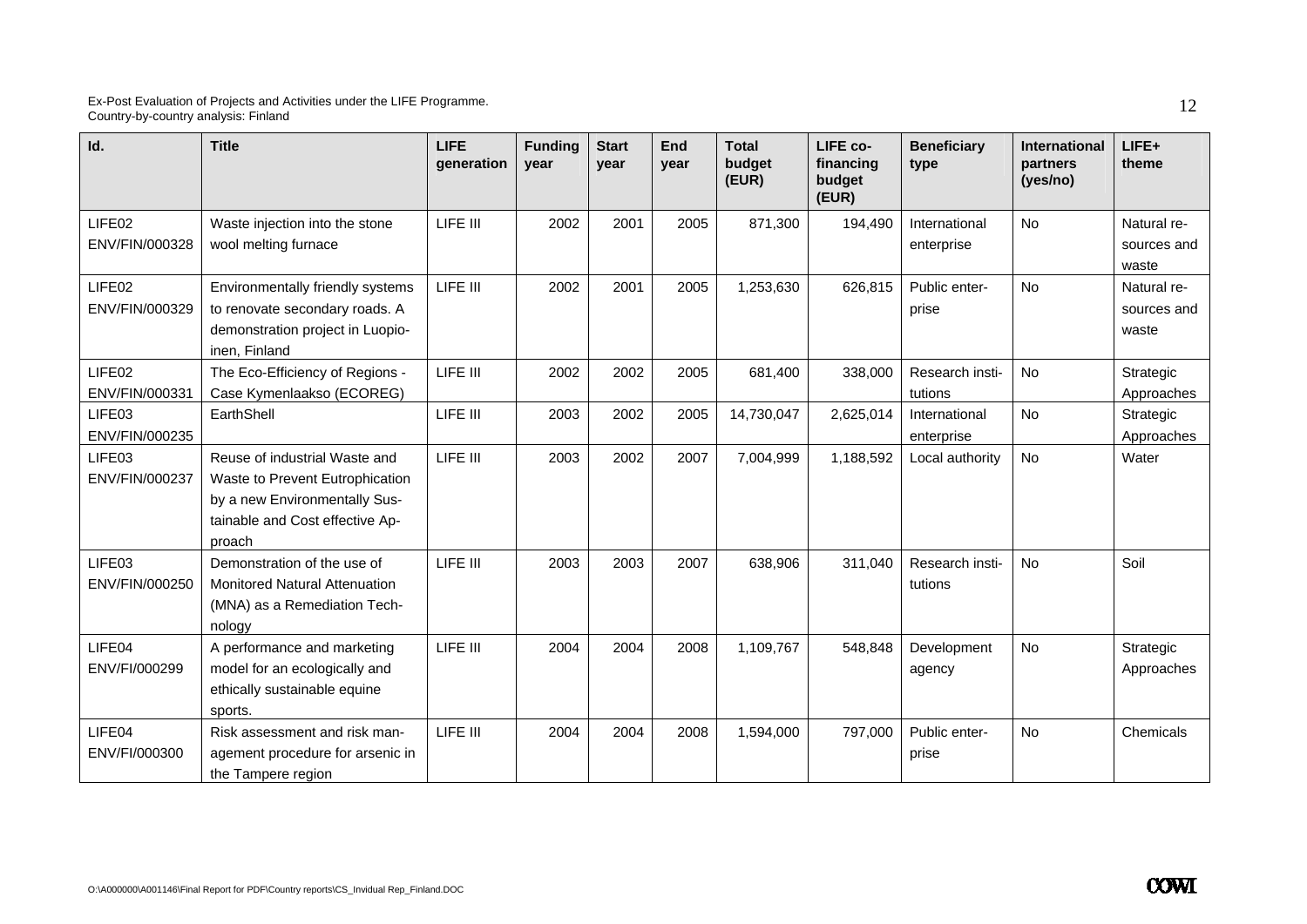| Id. | Title | LIFE generation | Funding year | Start year | End year | Total budget (EUR) | LIFE co-financing budget (EUR) | Beneficiary type | International partners (yes/no) | LIFE+ theme |
|---|---|---|---|---|---|---|---|---|---|---|
| LIFE02 ENV/FIN/000328 | Waste injection into the stone wool melting furnace | LIFE III | 2002 | 2001 | 2005 | 871,300 | 194,490 | International enterprise | No | Natural resources and waste |
| LIFE02 ENV/FIN/000329 | Environmentally friendly systems to renovate secondary roads. A demonstration project in Luopioinen, Finland | LIFE III | 2002 | 2001 | 2005 | 1,253,630 | 626,815 | Public enterprise | No | Natural resources and waste |
| LIFE02 ENV/FIN/000331 | The Eco-Efficiency of Regions - Case Kymenlaakso (ECOREG) | LIFE III | 2002 | 2002 | 2005 | 681,400 | 338,000 | Research institutions | No | Strategic Approaches |
| LIFE03 ENV/FIN/000235 | EarthShell | LIFE III | 2003 | 2002 | 2005 | 14,730,047 | 2,625,014 | International enterprise | No | Strategic Approaches |
| LIFE03 ENV/FIN/000237 | Reuse of industrial Waste and Waste to Prevent Eutrophication by a new Environmentally Sustainable and Cost effective Approach | LIFE III | 2003 | 2002 | 2007 | 7,004,999 | 1,188,592 | Local authority | No | Water |
| LIFE03 ENV/FIN/000250 | Demonstration of the use of Monitored Natural Attenuation (MNA) as a Remediation Technology | LIFE III | 2003 | 2003 | 2007 | 638,906 | 311,040 | Research institutions | No | Soil |
| LIFE04 ENV/FI/000299 | A performance and marketing model for an ecologically and ethically sustainable equine sports. | LIFE III | 2004 | 2004 | 2008 | 1,109,767 | 548,848 | Development agency | No | Strategic Approaches |
| LIFE04 ENV/FI/000300 | Risk assessment and risk management procedure for arsenic in the Tampere region | LIFE III | 2004 | 2004 | 2008 | 1,594,000 | 797,000 | Public enterprise | No | Chemicals |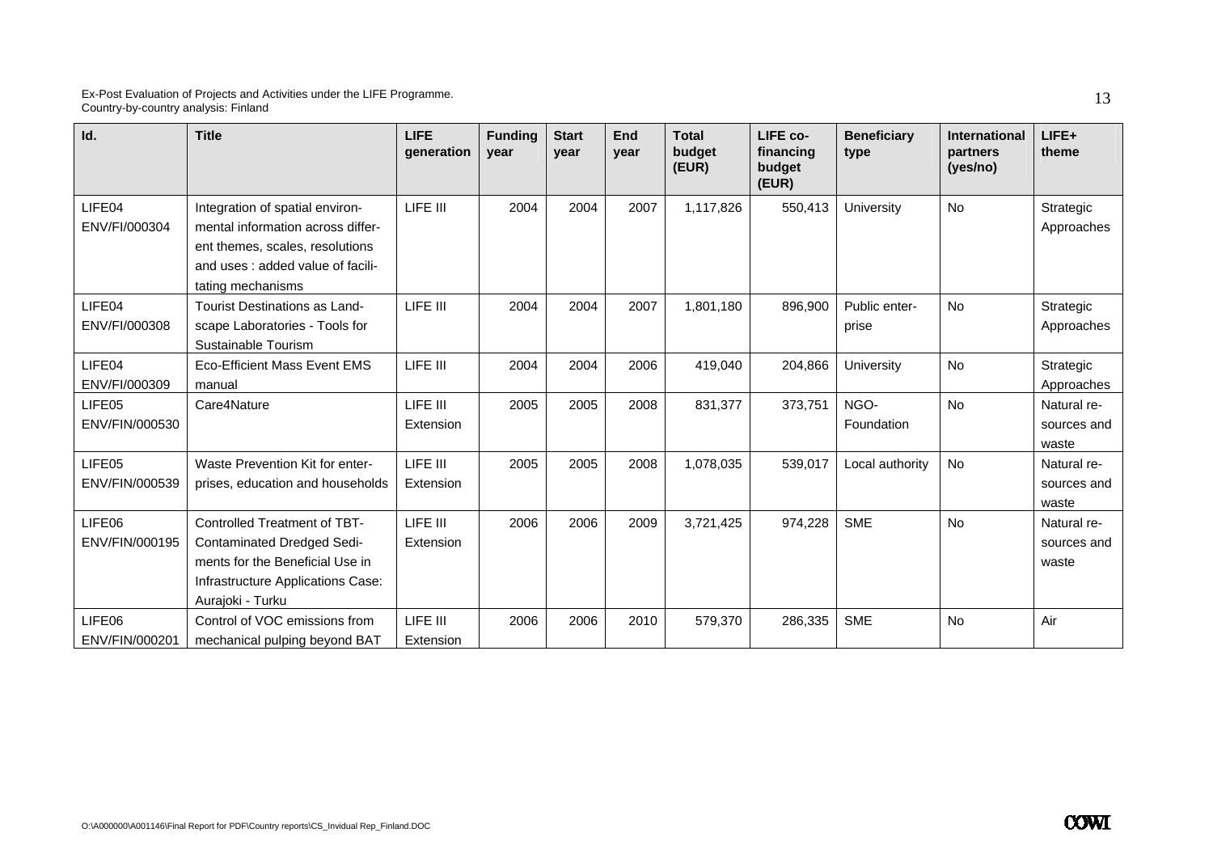| Id. | Title | LIFE generation | Funding year | Start year | End year | Total budget (EUR) | LIFE co-financing budget (EUR) | Beneficiary type | International partners (yes/no) | LIFE+ theme |
|---|---|---|---|---|---|---|---|---|---|---|
| LIFE04 ENV/FI/000304 | Integration of spatial environmental information across different themes, scales, resolutions and uses : added value of facilitating mechanisms | LIFE III | 2004 | 2004 | 2007 | 1,117,826 | 550,413 | University | No | Strategic Approaches |
| LIFE04 ENV/FI/000308 | Tourist Destinations as Landscape Laboratories - Tools for Sustainable Tourism | LIFE III | 2004 | 2004 | 2007 | 1,801,180 | 896,900 | Public enterprise | No | Strategic Approaches |
| LIFE04 ENV/FI/000309 | Eco-Efficient Mass Event EMS manual | LIFE III | 2004 | 2004 | 2006 | 419,040 | 204,866 | University | No | Strategic Approaches |
| LIFE05 ENV/FIN/000530 | Care4Nature | LIFE III Extension | 2005 | 2005 | 2008 | 831,377 | 373,751 | NGO-Foundation | No | Natural resources and waste |
| LIFE05 ENV/FIN/000539 | Waste Prevention Kit for enterprises, education and households | LIFE III Extension | 2005 | 2005 | 2008 | 1,078,035 | 539,017 | Local authority | No | Natural resources and waste |
| LIFE06 ENV/FIN/000195 | Controlled Treatment of TBT-Contaminated Dredged Sediments for the Beneficial Use in Infrastructure Applications Case: Aurajoki - Turku | LIFE III Extension | 2006 | 2006 | 2009 | 3,721,425 | 974,228 | SME | No | Natural resources and waste |
| LIFE06 ENV/FIN/000201 | Control of VOC emissions from mechanical pulping beyond BAT | LIFE III Extension | 2006 | 2006 | 2010 | 579,370 | 286,335 | SME | No | Air |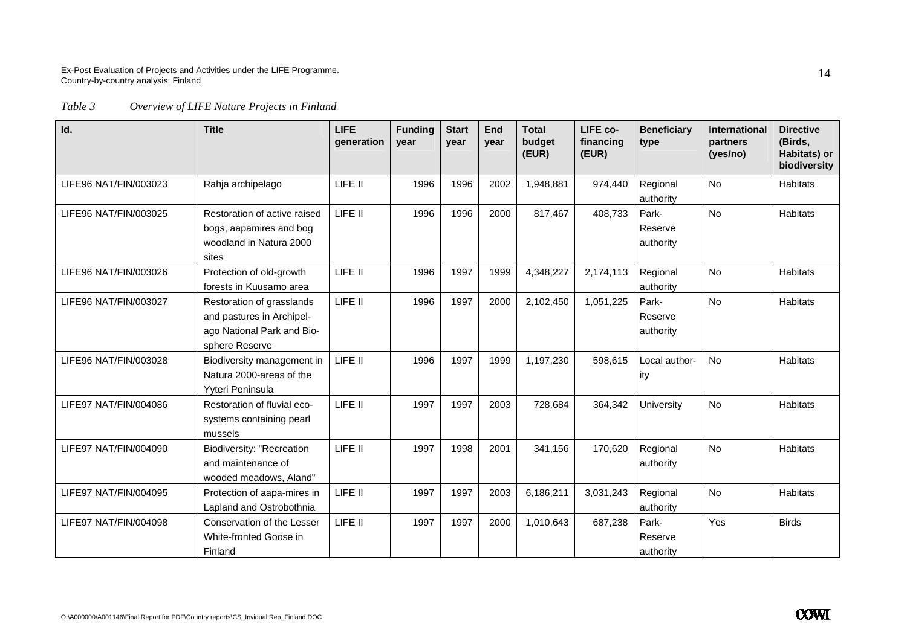*Table 3 Overview of LIFE Nature Projects in Finland*

| Id. | Title | LIFE generation | Funding year | Start year | End year | Total budget (EUR) | LIFE co-financing (EUR) | Beneficiary type | International partners (yes/no) | Directive (Birds, Habitats) or biodiversity |
|---|---|---|---|---|---|---|---|---|---|---|
| LIFE96 NAT/FIN/003023 | Rahja archipelago | LIFE II | 1996 | 1996 | 2002 | 1,948,881 | 974,440 | Regional authority | No | Habitats |
| LIFE96 NAT/FIN/003025 | Restoration of active raised bogs, aapamires and bog woodland in Natura 2000 sites | LIFE II | 1996 | 1996 | 2000 | 817,467 | 408,733 | Park-Reserve authority | No | Habitats |
| LIFE96 NAT/FIN/003026 | Protection of old-growth forests in Kuusamo area | LIFE II | 1996 | 1997 | 1999 | 4,348,227 | 2,174,113 | Regional authority | No | Habitats |
| LIFE96 NAT/FIN/003027 | Restoration of grasslands and pastures in Archipelago National Park and Biosphere Reserve | LIFE II | 1996 | 1997 | 2000 | 2,102,450 | 1,051,225 | Park-Reserve authority | No | Habitats |
| LIFE96 NAT/FIN/003028 | Biodiversity management in Natura 2000-areas of the Yyteri Peninsula | LIFE II | 1996 | 1997 | 1999 | 1,197,230 | 598,615 | Local authority | No | Habitats |
| LIFE97 NAT/FIN/004086 | Restoration of fluvial ecosystems containing pearl mussels | LIFE II | 1997 | 1997 | 2003 | 728,684 | 364,342 | University | No | Habitats |
| LIFE97 NAT/FIN/004090 | Biodiversity: "Recreation and maintenance of wooded meadows, Aland" | LIFE II | 1997 | 1998 | 2001 | 341,156 | 170,620 | Regional authority | No | Habitats |
| LIFE97 NAT/FIN/004095 | Protection of aapa-mires in Lapland and Ostrobothnia | LIFE II | 1997 | 1997 | 2003 | 6,186,211 | 3,031,243 | Regional authority | No | Habitats |
| LIFE97 NAT/FIN/004098 | Conservation of the Lesser White-fronted Goose in Finland | LIFE II | 1997 | 1997 | 2000 | 1,010,643 | 687,238 | Park-Reserve authority | Yes | Birds |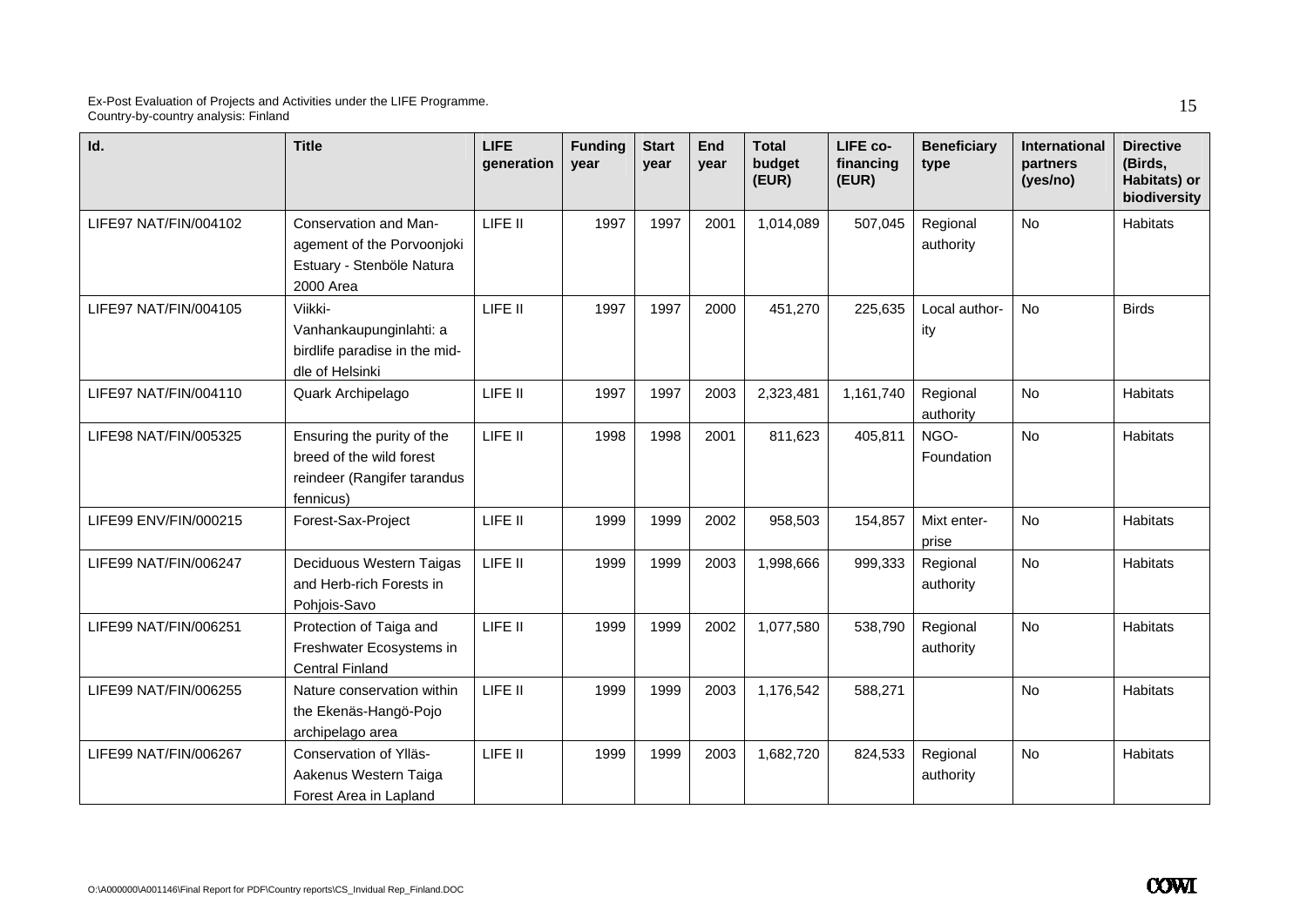| Id. | Title | LIFE generation | Funding year | Start year | End year | Total budget (EUR) | LIFE co-financing (EUR) | Beneficiary type | International partners (yes/no) | Directive (Birds, Habitats) or biodiversity |
|---|---|---|---|---|---|---|---|---|---|---|
| LIFE97 NAT/FIN/004102 | Conservation and Management of the Porvoonjoki Estuary - Stenböle Natura 2000 Area | LIFE II | 1997 | 1997 | 2001 | 1,014,089 | 507,045 | Regional authority | No | Habitats |
| LIFE97 NAT/FIN/004105 | Viikki-Vanhankaupunginlahti: a birdlife paradise in the middle of Helsinki | LIFE II | 1997 | 1997 | 2000 | 451,270 | 225,635 | Local authority | No | Birds |
| LIFE97 NAT/FIN/004110 | Quark Archipelago | LIFE II | 1997 | 1997 | 2003 | 2,323,481 | 1,161,740 | Regional authority | No | Habitats |
| LIFE98 NAT/FIN/005325 | Ensuring the purity of the breed of the wild forest reindeer (Rangifer tarandus fennicus) | LIFE II | 1998 | 1998 | 2001 | 811,623 | 405,811 | NGO-Foundation | No | Habitats |
| LIFE99 ENV/FIN/000215 | Forest-Sax-Project | LIFE II | 1999 | 1999 | 2002 | 958,503 | 154,857 | Mixt enterprise | No | Habitats |
| LIFE99 NAT/FIN/006247 | Deciduous Western Taigas and Herb-rich Forests in Pohjois-Savo | LIFE II | 1999 | 1999 | 2003 | 1,998,666 | 999,333 | Regional authority | No | Habitats |
| LIFE99 NAT/FIN/006251 | Protection of Taiga and Freshwater Ecosystems in Central Finland | LIFE II | 1999 | 1999 | 2002 | 1,077,580 | 538,790 | Regional authority | No | Habitats |
| LIFE99 NAT/FIN/006255 | Nature conservation within the Ekenäs-Hangö-Pojo archipelago area | LIFE II | 1999 | 1999 | 2003 | 1,176,542 | 588,271 | | No | Habitats |
| LIFE99 NAT/FIN/006267 | Conservation of Ylläs-Aakenus Western Taiga Forest Area in Lapland | LIFE II | 1999 | 1999 | 2003 | 1,682,720 | 824,533 | Regional authority | No | Habitats |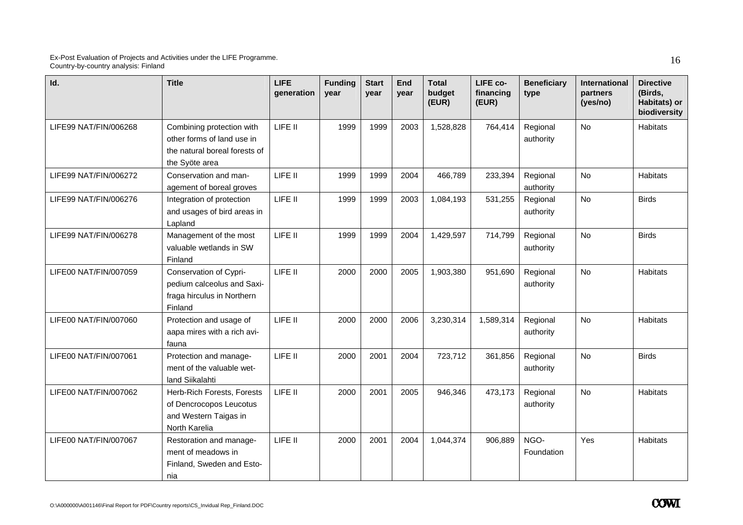| Id. | Title | LIFE generation | Funding year | Start year | End year | Total budget (EUR) | LIFE co-financing (EUR) | Beneficiary type | International partners (yes/no) | Directive (Birds, Habitats) or biodiversity |
|---|---|---|---|---|---|---|---|---|---|---|
| LIFE99 NAT/FIN/006268 | Combining protection with other forms of land use in the natural boreal forests of the Syöte area | LIFE II | 1999 | 1999 | 2003 | 1,528,828 | 764,414 | Regional authority | No | Habitats |
| LIFE99 NAT/FIN/006272 | Conservation and management of boreal groves | LIFE II | 1999 | 1999 | 2004 | 466,789 | 233,394 | Regional authority | No | Habitats |
| LIFE99 NAT/FIN/006276 | Integration of protection and usages of bird areas in Lapland | LIFE II | 1999 | 1999 | 2003 | 1,084,193 | 531,255 | Regional authority | No | Birds |
| LIFE99 NAT/FIN/006278 | Management of the most valuable wetlands in SW Finland | LIFE II | 1999 | 1999 | 2004 | 1,429,597 | 714,799 | Regional authority | No | Birds |
| LIFE00 NAT/FIN/007059 | Conservation of Cypripedium calceolus and Saxifraga hirculus in Northern Finland | LIFE II | 2000 | 2000 | 2005 | 1,903,380 | 951,690 | Regional authority | No | Habitats |
| LIFE00 NAT/FIN/007060 | Protection and usage of aapa mires with a rich avifauna | LIFE II | 2000 | 2000 | 2006 | 3,230,314 | 1,589,314 | Regional authority | No | Habitats |
| LIFE00 NAT/FIN/007061 | Protection and management of the valuable wetland Siikalahti | LIFE II | 2000 | 2001 | 2004 | 723,712 | 361,856 | Regional authority | No | Birds |
| LIFE00 NAT/FIN/007062 | Herb-Rich Forests, Forests of Dencrocopos Leucotus and Western Taigas in North Karelia | LIFE II | 2000 | 2001 | 2005 | 946,346 | 473,173 | Regional authority | No | Habitats |
| LIFE00 NAT/FIN/007067 | Restoration and management of meadows in Finland, Sweden and Estonia | LIFE II | 2000 | 2001 | 2004 | 1,044,374 | 906,889 | NGO-Foundation | Yes | Habitats |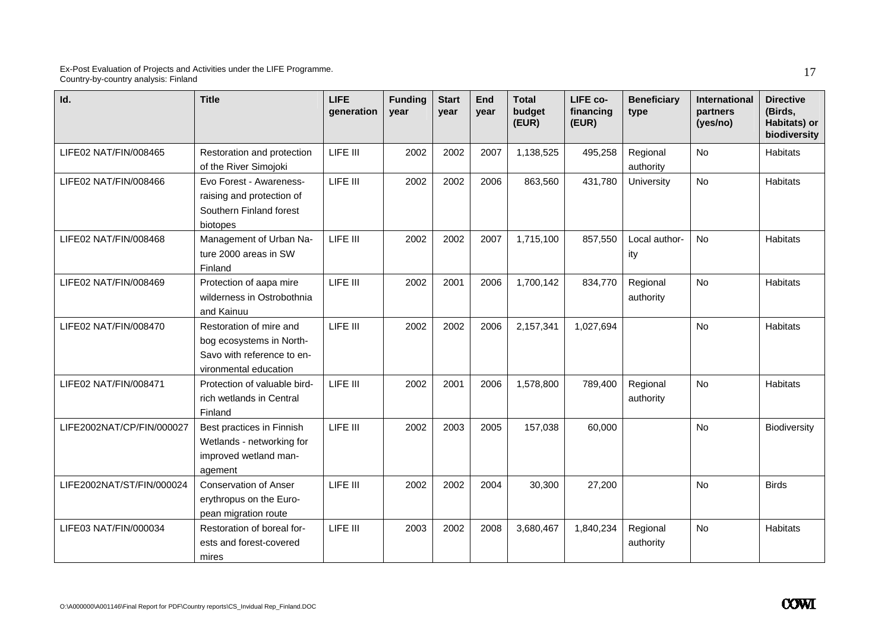| Id. | Title | LIFE generation | Funding year | Start year | End year | Total budget (EUR) | LIFE co-financing (EUR) | Beneficiary type | International partners (yes/no) | Directive (Birds, Habitats) or biodiversity |
|---|---|---|---|---|---|---|---|---|---|---|
| LIFE02 NAT/FIN/008465 | Restoration and protection of the River Simojoki | LIFE III | 2002 | 2002 | 2007 | 1,138,525 | 495,258 | Regional authority | No | Habitats |
| LIFE02 NAT/FIN/008466 | Evo Forest - Awareness-raising and protection of Southern Finland forest biotopes | LIFE III | 2002 | 2002 | 2006 | 863,560 | 431,780 | University | No | Habitats |
| LIFE02 NAT/FIN/008468 | Management of Urban Natura 2000 areas in SW Finland | LIFE III | 2002 | 2002 | 2007 | 1,715,100 | 857,550 | Local authority | No | Habitats |
| LIFE02 NAT/FIN/008469 | Protection of aapa mire wilderness in Ostrobothnia and Kainuu | LIFE III | 2002 | 2001 | 2006 | 1,700,142 | 834,770 | Regional authority | No | Habitats |
| LIFE02 NAT/FIN/008470 | Restoration of mire and bog ecosystems in North-Savo with reference to environmental education | LIFE III | 2002 | 2002 | 2006 | 2,157,341 | 1,027,694 | | No | Habitats |
| LIFE02 NAT/FIN/008471 | Protection of valuable bird-rich wetlands in Central Finland | LIFE III | 2002 | 2001 | 2006 | 1,578,800 | 789,400 | Regional authority | No | Habitats |
| LIFE2002NAT/CP/FIN/000027 | Best practices in Finnish Wetlands - networking for improved wetland management | LIFE III | 2002 | 2003 | 2005 | 157,038 | 60,000 | | No | Biodiversity |
| LIFE2002NAT/ST/FIN/000024 | Conservation of Anser erythropus on the European migration route | LIFE III | 2002 | 2002 | 2004 | 30,300 | 27,200 | | No | Birds |
| LIFE03 NAT/FIN/000034 | Restoration of boreal forests and forest-covered mires | LIFE III | 2003 | 2002 | 2008 | 3,680,467 | 1,840,234 | Regional authority | No | Habitats |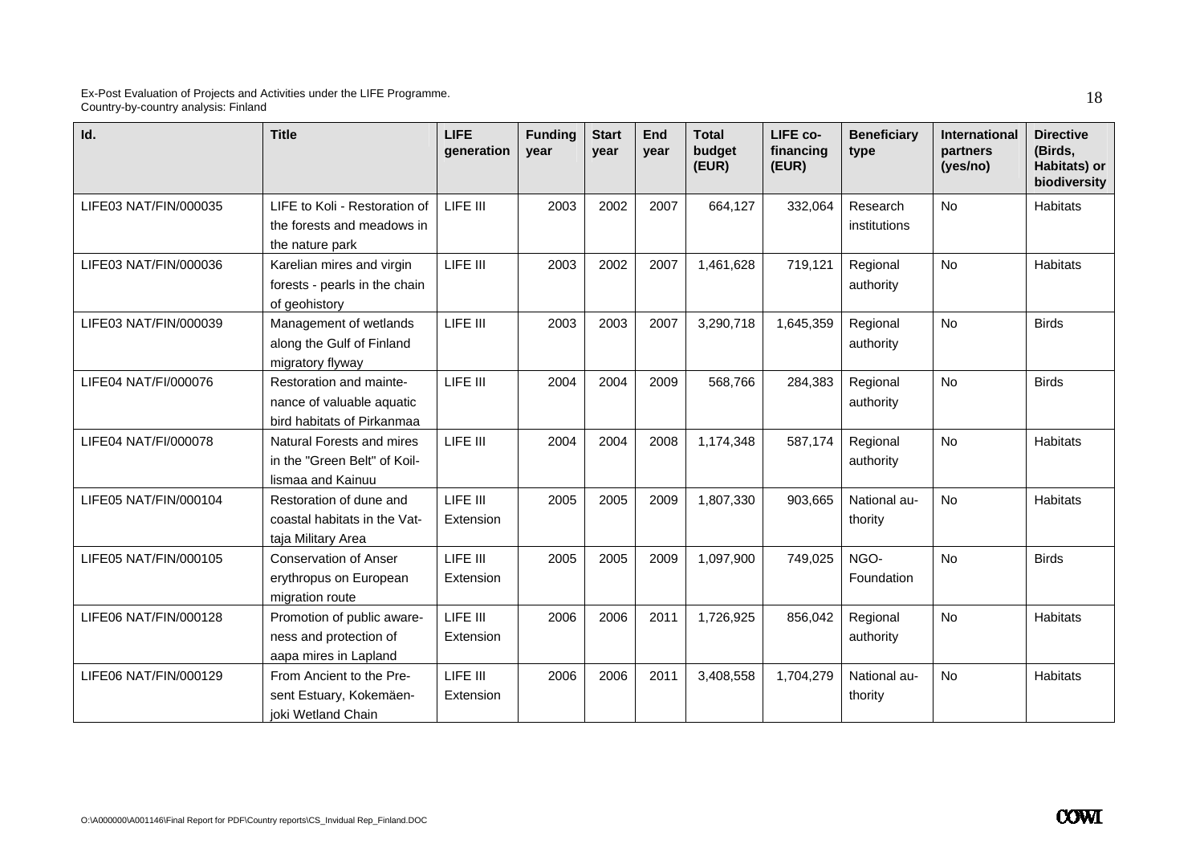| Id. | Title | LIFE generation | Funding year | Start year | End year | Total budget (EUR) | LIFE co-financing (EUR) | Beneficiary type | International partners (yes/no) | Directive (Birds, Habitats) or biodiversity |
|---|---|---|---|---|---|---|---|---|---|---|
| LIFE03 NAT/FIN/000035 | LIFE to Koli - Restoration of the forests and meadows in the nature park | LIFE III | 2003 | 2002 | 2007 | 664,127 | 332,064 | Research institutions | No | Habitats |
| LIFE03 NAT/FIN/000036 | Karelian mires and virgin forests - pearls in the chain of geohistory | LIFE III | 2003 | 2002 | 2007 | 1,461,628 | 719,121 | Regional authority | No | Habitats |
| LIFE03 NAT/FIN/000039 | Management of wetlands along the Gulf of Finland migratory flyway | LIFE III | 2003 | 2003 | 2007 | 3,290,718 | 1,645,359 | Regional authority | No | Birds |
| LIFE04 NAT/FI/000076 | Restoration and maintenance of valuable aquatic bird habitats of Pirkanmaa | LIFE III | 2004 | 2004 | 2009 | 568,766 | 284,383 | Regional authority | No | Birds |
| LIFE04 NAT/FI/000078 | Natural Forests and mires in the "Green Belt" of Koillismaa and Kainuu | LIFE III | 2004 | 2004 | 2008 | 1,174,348 | 587,174 | Regional authority | No | Habitats |
| LIFE05 NAT/FIN/000104 | Restoration of dune and coastal habitats in the Vattaja Military Area | LIFE III Extension | 2005 | 2005 | 2009 | 1,807,330 | 903,665 | National authority | No | Habitats |
| LIFE05 NAT/FIN/000105 | Conservation of Anser erythropus on European migration route | LIFE III Extension | 2005 | 2005 | 2009 | 1,097,900 | 749,025 | NGO-Foundation | No | Birds |
| LIFE06 NAT/FIN/000128 | Promotion of public awareness and protection of aapa mires in Lapland | LIFE III Extension | 2006 | 2006 | 2011 | 1,726,925 | 856,042 | Regional authority | No | Habitats |
| LIFE06 NAT/FIN/000129 | From Ancient to the Present Estuary, Kokemäenjoki Wetland Chain | LIFE III Extension | 2006 | 2006 | 2011 | 3,408,558 | 1,704,279 | National authority | No | Habitats |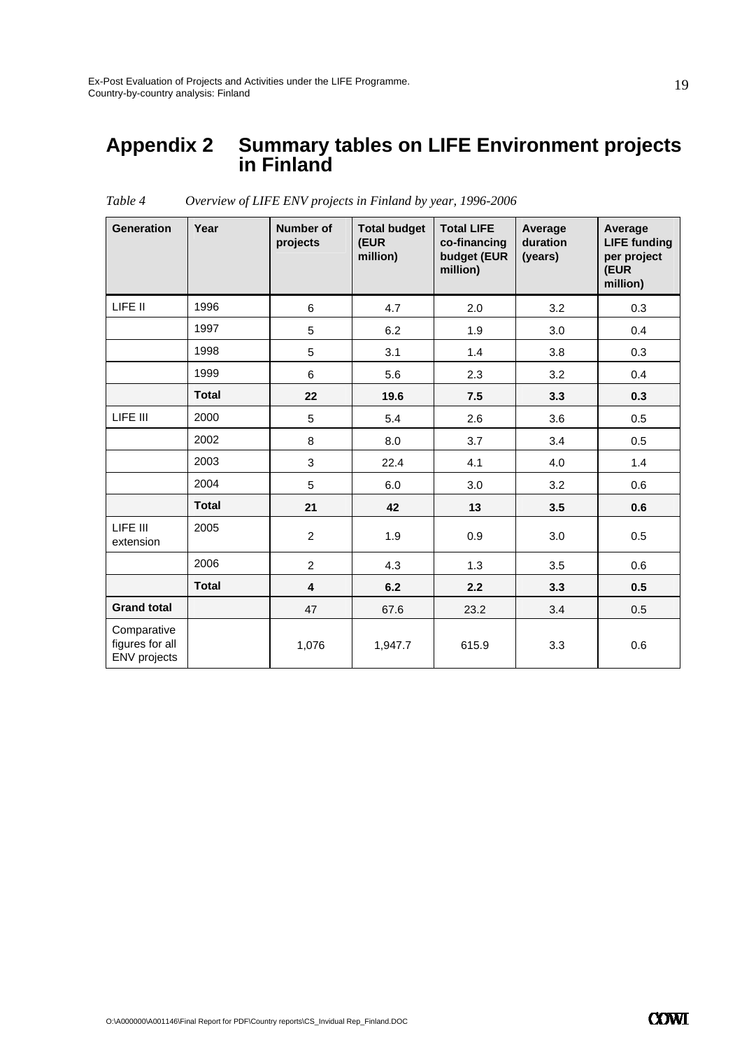# Appendix 2 Summary tables on LIFE Environment projects in Finland

*Table 4 Overview of LIFE ENV projects in Finland by year, 1996-2006*

| Generation | Year | Number of projects | Total budget (EUR million) | Total LIFE co-financing budget (EUR million) | Average duration (years) | Average LIFE funding per project (EUR million) |
|---|---|---|---|---|---|---|
| LIFE II | 1996 | 6 | 4.7 | 2.0 | 3.2 | 0.3 |
| | 1997 | 5 | 6.2 | 1.9 | 3.0 | 0.4 |
| | 1998 | 5 | 3.1 | 1.4 | 3.8 | 0.3 |
| | 1999 | 6 | 5.6 | 2.3 | 3.2 | 0.4 |
| | **Total** | **22** | **19.6** | **7.5** | **3.3** | **0.3** |
| LIFE III | 2000 | 5 | 5.4 | 2.6 | 3.6 | 0.5 |
| | 2002 | 8 | 8.0 | 3.7 | 3.4 | 0.5 |
| | 2003 | 3 | 22.4 | 4.1 | 4.0 | 1.4 |
| | 2004 | 5 | 6.0 | 3.0 | 3.2 | 0.6 |
| | **Total** | **21** | **42** | **13** | **3.5** | **0.6** |
| LIFE III extension | 2005 | 2 | 1.9 | 0.9 | 3.0 | 0.5 |
| | 2006 | 2 | 4.3 | 1.3 | 3.5 | 0.6 |
| | **Total** | **4** | **6.2** | **2.2** | **3.3** | **0.5** |
| **Grand total** | | 47 | 67.6 | 23.2 | 3.4 | 0.5 |
| Comparative figures for all ENV projects | | 1,076 | 1,947.7 | 615.9 | 3.3 | 0.6 |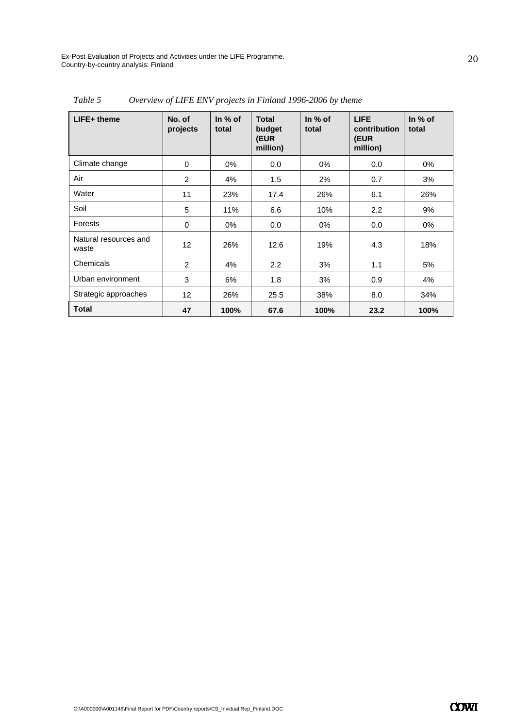*Table 5 Overview of LIFE ENV projects in Finland 1996-2006 by theme*

| LIFE+ theme | No. of projects | In % of total | Total budget (EUR million) | In % of total | LIFE contribution (EUR million) | In % of total |
|---|---|---|---|---|---|---|
| Climate change | 0 | 0% | 0.0 | 0% | 0.0 | 0% |
| Air | 2 | 4% | 1.5 | 2% | 0.7 | 3% |
| Water | 11 | 23% | 17.4 | 26% | 6.1 | 26% |
| Soil | 5 | 11% | 6.6 | 10% | 2.2 | 9% |
| Forests | 0 | 0% | 0.0 | 0% | 0.0 | 0% |
| Natural resources and waste | 12 | 26% | 12.6 | 19% | 4.3 | 18% |
| Chemicals | 2 | 4% | 2.2 | 3% | 1.1 | 5% |
| Urban environment | 3 | 6% | 1.8 | 3% | 0.9 | 4% |
| Strategic approaches | 12 | 26% | 25.5 | 38% | 8.0 | 34% |
| **Total** | **47** | **100%** | **67.6** | **100%** | **23.2** | **100%** |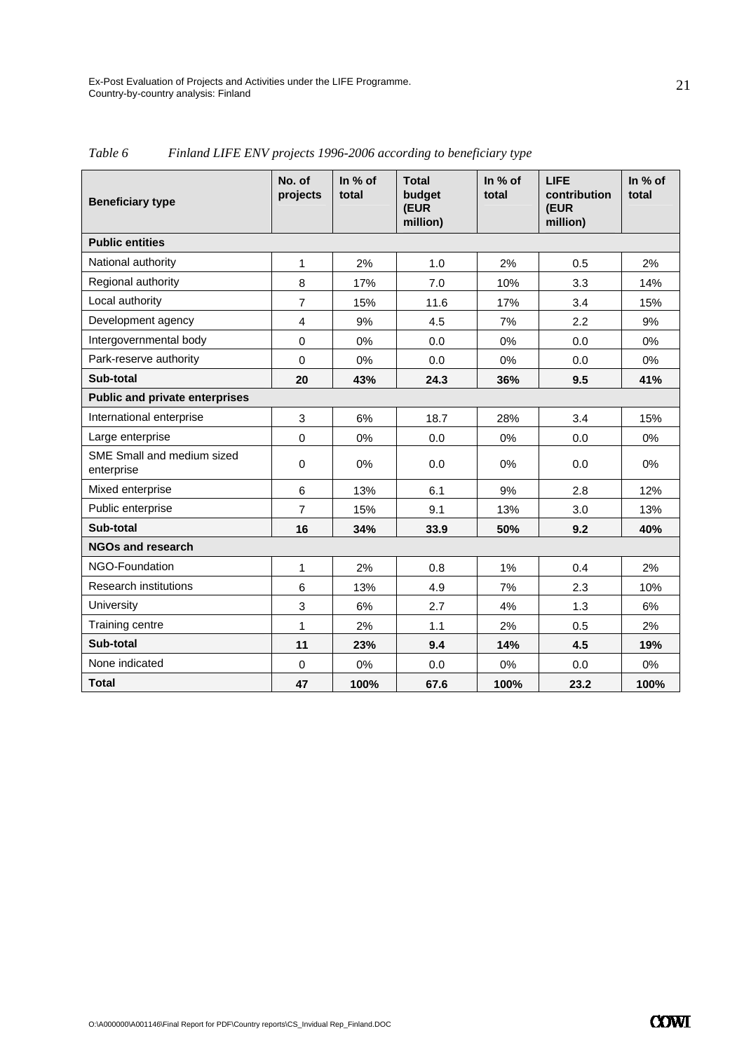*Table 6 Finland LIFE ENV projects 1996-2006 according to beneficiary type*

| Beneficiary type | No. of projects | In % of total | Total budget (EUR million) | In % of total | LIFE contribution (EUR million) | In % of total |
|---|---|---|---|---|---|---|
| **Public entities** | | | | | | |
| National authority | 1 | 2% | 1.0 | 2% | 0.5 | 2% |
| Regional authority | 8 | 17% | 7.0 | 10% | 3.3 | 14% |
| Local authority | 7 | 15% | 11.6 | 17% | 3.4 | 15% |
| Development agency | 4 | 9% | 4.5 | 7% | 2.2 | 9% |
| Intergovernmental body | 0 | 0% | 0.0 | 0% | 0.0 | 0% |
| Park-reserve authority | 0 | 0% | 0.0 | 0% | 0.0 | 0% |
| **Sub-total** | **20** | **43%** | **24.3** | **36%** | **9.5** | **41%** |
| **Public and private enterprises** | | | | | | |
| International enterprise | 3 | 6% | 18.7 | 28% | 3.4 | 15% |
| Large enterprise | 0 | 0% | 0.0 | 0% | 0.0 | 0% |
| SME Small and medium sized enterprise | 0 | 0% | 0.0 | 0% | 0.0 | 0% |
| Mixed enterprise | 6 | 13% | 6.1 | 9% | 2.8 | 12% |
| Public enterprise | 7 | 15% | 9.1 | 13% | 3.0 | 13% |
| **Sub-total** | **16** | **34%** | **33.9** | **50%** | **9.2** | **40%** |
| **NGOs and research** | | | | | | |
| NGO-Foundation | 1 | 2% | 0.8 | 1% | 0.4 | 2% |
| Research institutions | 6 | 13% | 4.9 | 7% | 2.3 | 10% |
| University | 3 | 6% | 2.7 | 4% | 1.3 | 6% |
| Training centre | 1 | 2% | 1.1 | 2% | 0.5 | 2% |
| **Sub-total** | **11** | **23%** | **9.4** | **14%** | **4.5** | **19%** |
| None indicated | 0 | 0% | 0.0 | 0% | 0.0 | 0% |
| **Total** | **47** | **100%** | **67.6** | **100%** | **23.2** | **100%** |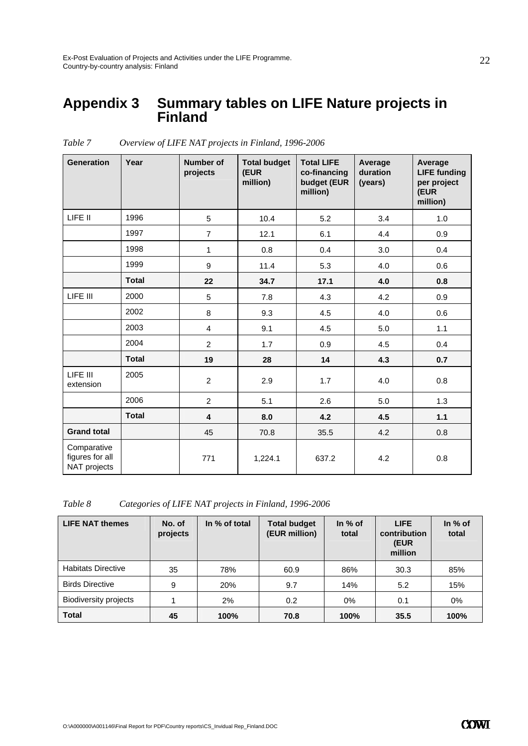# Appendix 3 Summary tables on LIFE Nature projects in Finland

*Table 7 Overview of LIFE NAT projects in Finland, 1996-2006*

| Generation | Year | Number of projects | Total budget (EUR million) | Total LIFE co-financing budget (EUR million) | Average duration (years) | Average LIFE funding per project (EUR million) |
|---|---|---|---|---|---|---|
| LIFE II | 1996 | 5 | 10.4 | 5.2 | 3.4 | 1.0 |
| | 1997 | 7 | 12.1 | 6.1 | 4.4 | 0.9 |
| | 1998 | 1 | 0.8 | 0.4 | 3.0 | 0.4 |
| | 1999 | 9 | 11.4 | 5.3 | 4.0 | 0.6 |
| | **Total** | **22** | **34.7** | **17.1** | **4.0** | **0.8** |
| LIFE III | 2000 | 5 | 7.8 | 4.3 | 4.2 | 0.9 |
| | 2002 | 8 | 9.3 | 4.5 | 4.0 | 0.6 |
| | 2003 | 4 | 9.1 | 4.5 | 5.0 | 1.1 |
| | 2004 | 2 | 1.7 | 0.9 | 4.5 | 0.4 |
| | **Total** | **19** | **28** | **14** | **4.3** | **0.7** |
| LIFE III extension | 2005 | 2 | 2.9 | 1.7 | 4.0 | 0.8 |
| | 2006 | 2 | 5.1 | 2.6 | 5.0 | 1.3 |
| | **Total** | **4** | **8.0** | **4.2** | **4.5** | **1.1** |
| **Grand total** | | 45 | 70.8 | 35.5 | 4.2 | 0.8 |
| Comparative figures for all NAT projects | | 771 | 1,224.1 | 637.2 | 4.2 | 0.8 |

*Table 8 Categories of LIFE NAT projects in Finland, 1996-2006*

| LIFE NAT themes | No. of projects | In % of total | Total budget (EUR million) | In % of total | LIFE contribution (EUR million | In % of total |
|---|---|---|---|---|---|---|
| Habitats Directive | 35 | 78% | 60.9 | 86% | 30.3 | 85% |
| Birds Directive | 9 | 20% | 9.7 | 14% | 5.2 | 15% |
| Biodiversity projects | 1 | 2% | 0.2 | 0% | 0.1 | 0% |
| **Total** | **45** | **100%** | **70.8** | **100%** | **35.5** | **100%** |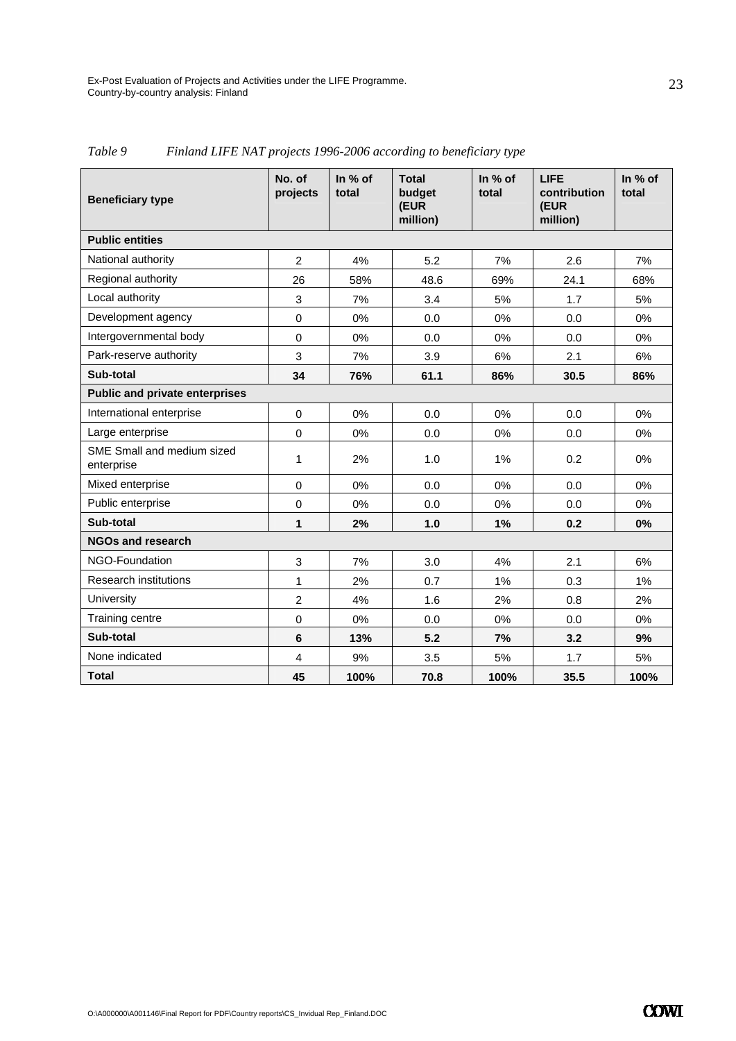*Table 9 Finland LIFE NAT projects 1996-2006 according to beneficiary type*

| Beneficiary type | No. of projects | In % of total | Total budget (EUR million) | In % of total | LIFE contribution (EUR million) | In % of total |
|---|---|---|---|---|---|---|
| **Public entities** | | | | | | |
| National authority | 2 | 4% | 5.2 | 7% | 2.6 | 7% |
| Regional authority | 26 | 58% | 48.6 | 69% | 24.1 | 68% |
| Local authority | 3 | 7% | 3.4 | 5% | 1.7 | 5% |
| Development agency | 0 | 0% | 0.0 | 0% | 0.0 | 0% |
| Intergovernmental body | 0 | 0% | 0.0 | 0% | 0.0 | 0% |
| Park-reserve authority | 3 | 7% | 3.9 | 6% | 2.1 | 6% |
| **Sub-total** | **34** | **76%** | **61.1** | **86%** | **30.5** | **86%** |
| **Public and private enterprises** | | | | | | |
| International enterprise | 0 | 0% | 0.0 | 0% | 0.0 | 0% |
| Large enterprise | 0 | 0% | 0.0 | 0% | 0.0 | 0% |
| SME Small and medium sized enterprise | 1 | 2% | 1.0 | 1% | 0.2 | 0% |
| Mixed enterprise | 0 | 0% | 0.0 | 0% | 0.0 | 0% |
| Public enterprise | 0 | 0% | 0.0 | 0% | 0.0 | 0% |
| **Sub-total** | **1** | **2%** | **1.0** | **1%** | **0.2** | **0%** |
| **NGOs and research** | | | | | | |
| NGO-Foundation | 3 | 7% | 3.0 | 4% | 2.1 | 6% |
| Research institutions | 1 | 2% | 0.7 | 1% | 0.3 | 1% |
| University | 2 | 4% | 1.6 | 2% | 0.8 | 2% |
| Training centre | 0 | 0% | 0.0 | 0% | 0.0 | 0% |
| **Sub-total** | **6** | **13%** | **5.2** | **7%** | **3.2** | **9%** |
| None indicated | 4 | 9% | 3.5 | 5% | 1.7 | 5% |
| **Total** | **45** | **100%** | **70.8** | **100%** | **35.5** | **100%** |